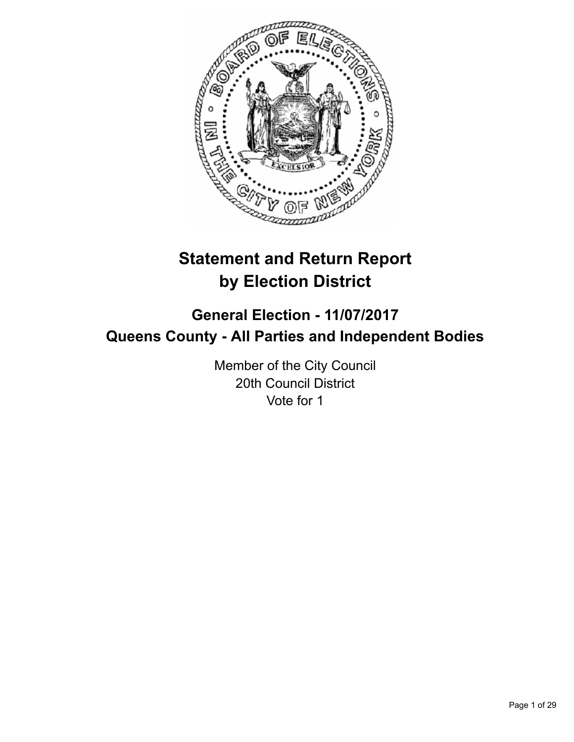# Statement and Return Report by Election District

## General Election - 11/07/2017
## Queens County - All Parties and Independent Bodies

Member of the City Council
20th Council District
Vote for 1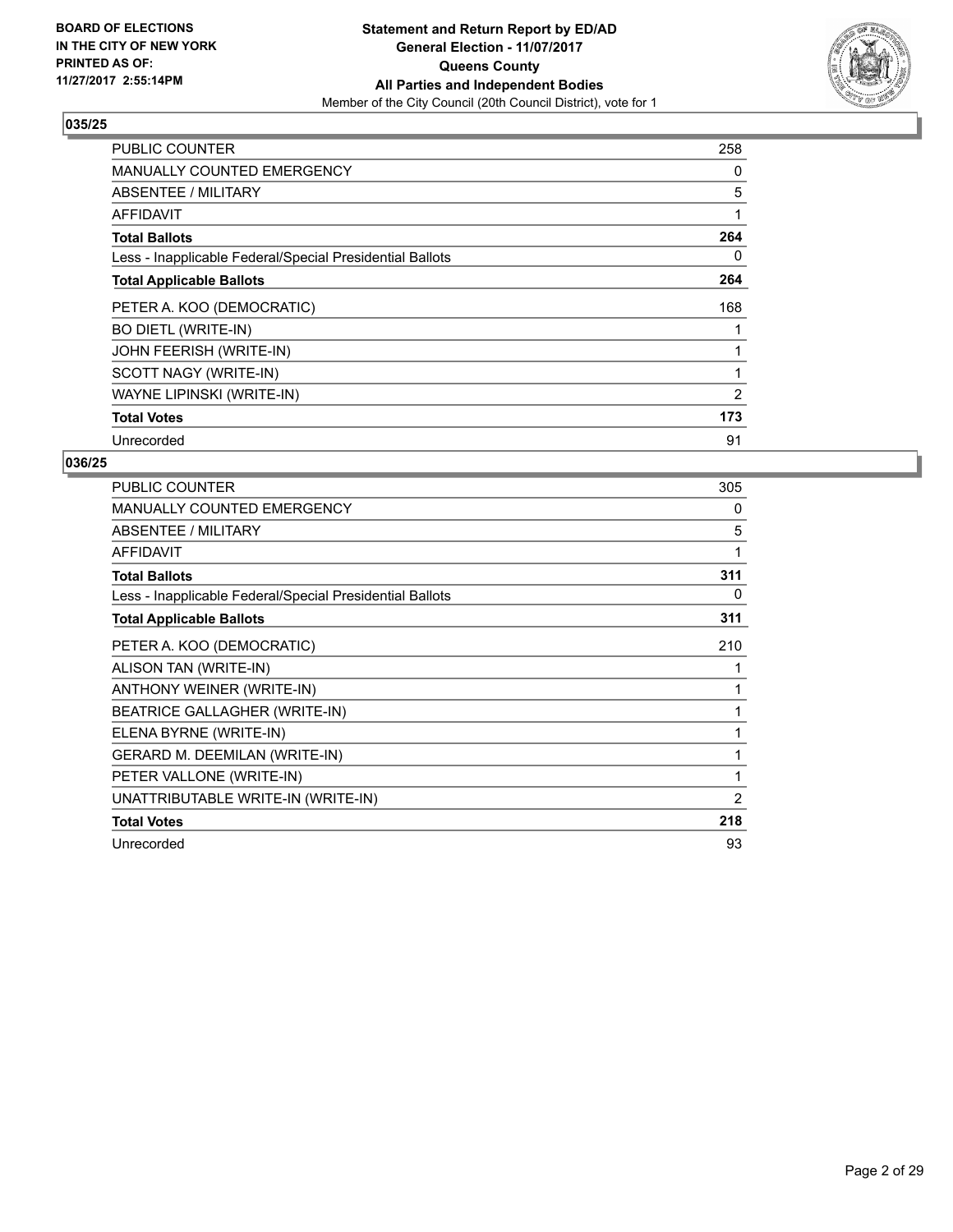**BOARD OF ELECTIONS IN THE CITY OF NEW YORK PRINTED AS OF: 11/27/2017 2:55:14PM**

**Statement and Return Report by ED/AD General Election - 11/07/2017 Queens County All Parties and Independent Bodies**
Member of the City Council (20th Council District), vote for 1

### 035/25

| | |
|---|---|
| PUBLIC COUNTER | 258 |
| MANUALLY COUNTED EMERGENCY | 0 |
| ABSENTEE / MILITARY | 5 |
| AFFIDAVIT | 1 |
| **Total Ballots** | **264** |
| Less - Inapplicable Federal/Special Presidential Ballots | 0 |
| **Total Applicable Ballots** | **264** |
| PETER A. KOO (DEMOCRATIC) | 168 |
| BO DIETL (WRITE-IN) | 1 |
| JOHN FEERISH (WRITE-IN) | 1 |
| SCOTT NAGY (WRITE-IN) | 1 |
| WAYNE LIPINSKI (WRITE-IN) | 2 |
| **Total Votes** | **173** |
| Unrecorded | 91 |

### 036/25

| | |
|---|---|
| PUBLIC COUNTER | 305 |
| MANUALLY COUNTED EMERGENCY | 0 |
| ABSENTEE / MILITARY | 5 |
| AFFIDAVIT | 1 |
| **Total Ballots** | **311** |
| Less - Inapplicable Federal/Special Presidential Ballots | 0 |
| **Total Applicable Ballots** | **311** |
| PETER A. KOO (DEMOCRATIC) | 210 |
| ALISON TAN (WRITE-IN) | 1 |
| ANTHONY WEINER (WRITE-IN) | 1 |
| BEATRICE GALLAGHER (WRITE-IN) | 1 |
| ELENA BYRNE (WRITE-IN) | 1 |
| GERARD M. DEEMILAN (WRITE-IN) | 1 |
| PETER VALLONE (WRITE-IN) | 1 |
| UNATTRIBUTABLE WRITE-IN (WRITE-IN) | 2 |
| **Total Votes** | **218** |
| Unrecorded | 93 |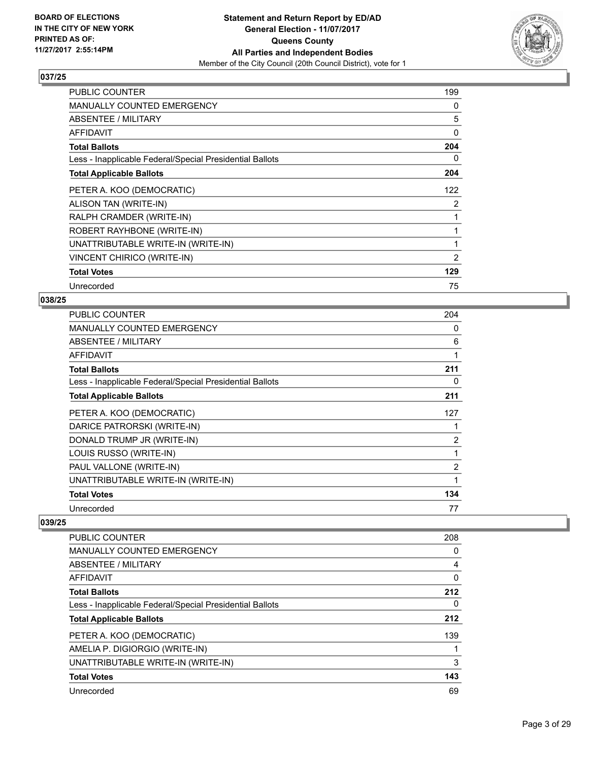**BOARD OF ELECTIONS IN THE CITY OF NEW YORK PRINTED AS OF: 11/27/2017 2:55:14PM**

**Statement and Return Report by ED/AD**
**General Election - 11/07/2017**
**Queens County**
**All Parties and Independent Bodies**
Member of the City Council (20th Council District), vote for 1

### 037/25

| | |
|---|---|
| PUBLIC COUNTER | 199 |
| MANUALLY COUNTED EMERGENCY | 0 |
| ABSENTEE / MILITARY | 5 |
| AFFIDAVIT | 0 |
| **Total Ballots** | **204** |
| Less - Inapplicable Federal/Special Presidential Ballots | 0 |
| **Total Applicable Ballots** | **204** |
| PETER A. KOO (DEMOCRATIC) | 122 |
| ALISON TAN (WRITE-IN) | 2 |
| RALPH CRAMDER (WRITE-IN) | 1 |
| ROBERT RAYHBONE (WRITE-IN) | 1 |
| UNATTRIBUTABLE WRITE-IN (WRITE-IN) | 1 |
| VINCENT CHIRICO (WRITE-IN) | 2 |
| **Total Votes** | **129** |
| Unrecorded | 75 |

### 038/25

| | |
|---|---|
| PUBLIC COUNTER | 204 |
| MANUALLY COUNTED EMERGENCY | 0 |
| ABSENTEE / MILITARY | 6 |
| AFFIDAVIT | 1 |
| **Total Ballots** | **211** |
| Less - Inapplicable Federal/Special Presidential Ballots | 0 |
| **Total Applicable Ballots** | **211** |
| PETER A. KOO (DEMOCRATIC) | 127 |
| DARICE PATRORSKI (WRITE-IN) | 1 |
| DONALD TRUMP JR (WRITE-IN) | 2 |
| LOUIS RUSSO (WRITE-IN) | 1 |
| PAUL VALLONE (WRITE-IN) | 2 |
| UNATTRIBUTABLE WRITE-IN (WRITE-IN) | 1 |
| **Total Votes** | **134** |
| Unrecorded | 77 |

### 039/25

| | |
|---|---|
| PUBLIC COUNTER | 208 |
| MANUALLY COUNTED EMERGENCY | 0 |
| ABSENTEE / MILITARY | 4 |
| AFFIDAVIT | 0 |
| **Total Ballots** | **212** |
| Less - Inapplicable Federal/Special Presidential Ballots | 0 |
| **Total Applicable Ballots** | **212** |
| PETER A. KOO (DEMOCRATIC) | 139 |
| AMELIA P. DIGIORGIO (WRITE-IN) | 1 |
| UNATTRIBUTABLE WRITE-IN (WRITE-IN) | 3 |
| **Total Votes** | **143** |
| Unrecorded | 69 |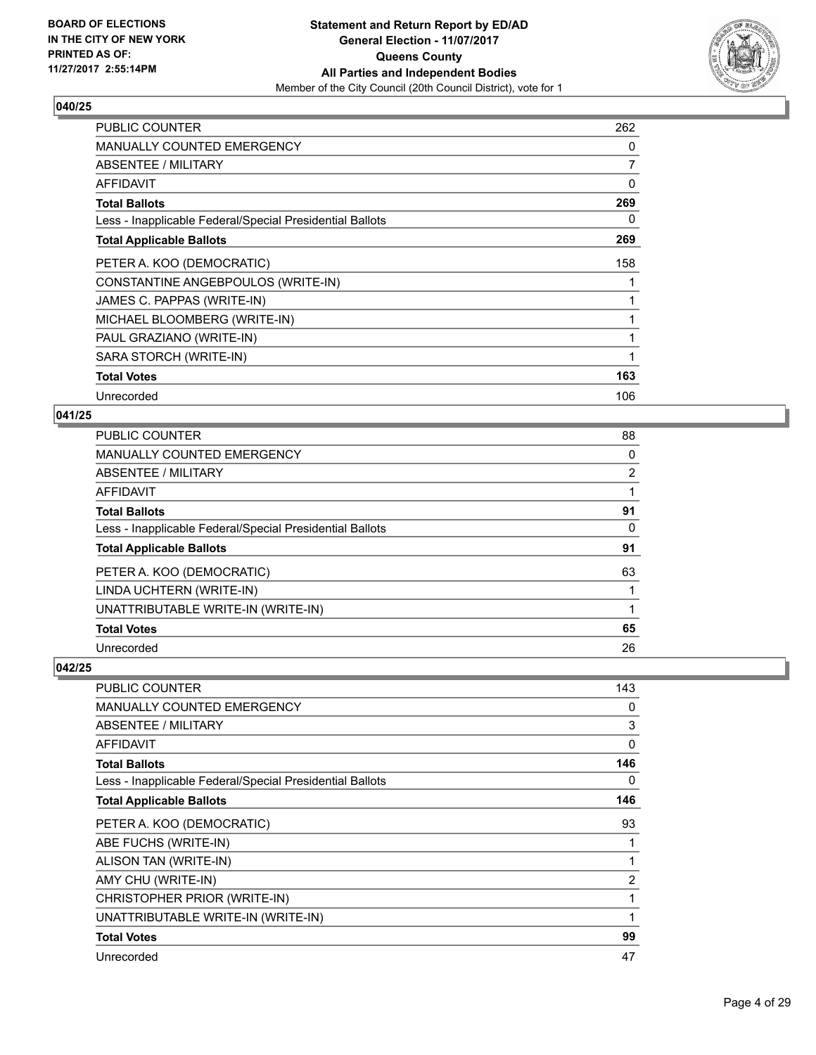**BOARD OF ELECTIONS IN THE CITY OF NEW YORK PRINTED AS OF: 11/27/2017 2:55:14PM**

**Statement and Return Report by ED/AD**
**General Election - 11/07/2017**
**Queens County**
**All Parties and Independent Bodies**
Member of the City Council (20th Council District), vote for 1

### 040/25

| | |
|---|---|
| PUBLIC COUNTER | 262 |
| MANUALLY COUNTED EMERGENCY | 0 |
| ABSENTEE / MILITARY | 7 |
| AFFIDAVIT | 0 |
| **Total Ballots** | **269** |
| Less - Inapplicable Federal/Special Presidential Ballots | 0 |
| **Total Applicable Ballots** | **269** |
| PETER A. KOO (DEMOCRATIC) | 158 |
| CONSTANTINE ANGEBPOULOS (WRITE-IN) | 1 |
| JAMES C. PAPPAS (WRITE-IN) | 1 |
| MICHAEL BLOOMBERG (WRITE-IN) | 1 |
| PAUL GRAZIANO (WRITE-IN) | 1 |
| SARA STORCH (WRITE-IN) | 1 |
| **Total Votes** | **163** |
| Unrecorded | 106 |

### 041/25

| | |
|---|---|
| PUBLIC COUNTER | 88 |
| MANUALLY COUNTED EMERGENCY | 0 |
| ABSENTEE / MILITARY | 2 |
| AFFIDAVIT | 1 |
| **Total Ballots** | **91** |
| Less - Inapplicable Federal/Special Presidential Ballots | 0 |
| **Total Applicable Ballots** | **91** |
| PETER A. KOO (DEMOCRATIC) | 63 |
| LINDA UCHTERN (WRITE-IN) | 1 |
| UNATTRIBUTABLE WRITE-IN (WRITE-IN) | 1 |
| **Total Votes** | **65** |
| Unrecorded | 26 |

### 042/25

| | |
|---|---|
| PUBLIC COUNTER | 143 |
| MANUALLY COUNTED EMERGENCY | 0 |
| ABSENTEE / MILITARY | 3 |
| AFFIDAVIT | 0 |
| **Total Ballots** | **146** |
| Less - Inapplicable Federal/Special Presidential Ballots | 0 |
| **Total Applicable Ballots** | **146** |
| PETER A. KOO (DEMOCRATIC) | 93 |
| ABE FUCHS (WRITE-IN) | 1 |
| ALISON TAN (WRITE-IN) | 1 |
| AMY CHU (WRITE-IN) | 2 |
| CHRISTOPHER PRIOR (WRITE-IN) | 1 |
| UNATTRIBUTABLE WRITE-IN (WRITE-IN) | 1 |
| **Total Votes** | **99** |
| Unrecorded | 47 |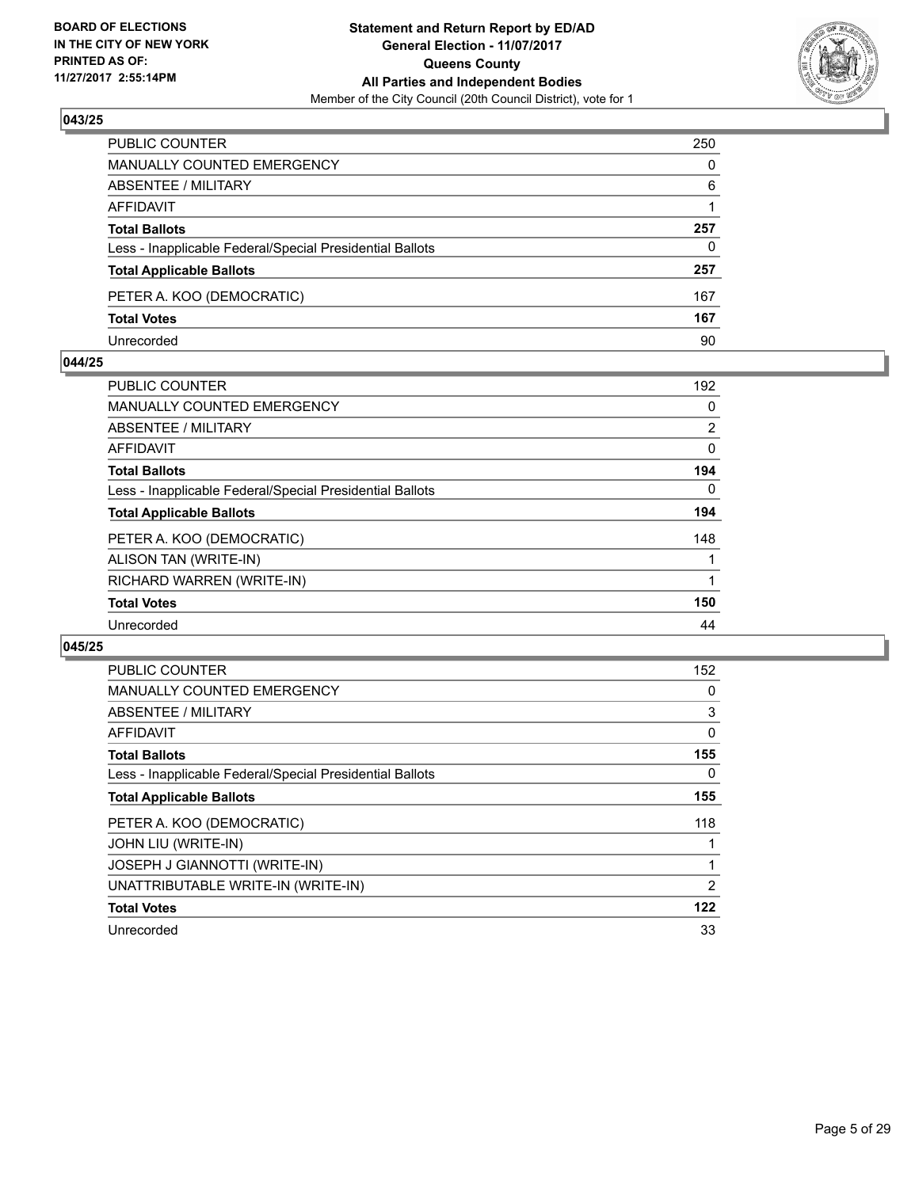**BOARD OF ELECTIONS**
**IN THE CITY OF NEW YORK**
**PRINTED AS OF:**
**11/27/2017 2:55:14PM**

# Statement and Return Report by ED/AD
## General Election - 11/07/2017
## Queens County
## All Parties and Independent Bodies
Member of the City Council (20th Council District), vote for 1

### 043/25

| | |
|---|---|
| PUBLIC COUNTER | 250 |
| MANUALLY COUNTED EMERGENCY | 0 |
| ABSENTEE / MILITARY | 6 |
| AFFIDAVIT | 1 |
| **Total Ballots** | **257** |
| Less - Inapplicable Federal/Special Presidential Ballots | 0 |
| **Total Applicable Ballots** | **257** |
| PETER A. KOO (DEMOCRATIC) | 167 |
| **Total Votes** | **167** |
| Unrecorded | 90 |

### 044/25

| | |
|---|---|
| PUBLIC COUNTER | 192 |
| MANUALLY COUNTED EMERGENCY | 0 |
| ABSENTEE / MILITARY | 2 |
| AFFIDAVIT | 0 |
| **Total Ballots** | **194** |
| Less - Inapplicable Federal/Special Presidential Ballots | 0 |
| **Total Applicable Ballots** | **194** |
| PETER A. KOO (DEMOCRATIC) | 148 |
| ALISON TAN (WRITE-IN) | 1 |
| RICHARD WARREN (WRITE-IN) | 1 |
| **Total Votes** | **150** |
| Unrecorded | 44 |

### 045/25

| | |
|---|---|
| PUBLIC COUNTER | 152 |
| MANUALLY COUNTED EMERGENCY | 0 |
| ABSENTEE / MILITARY | 3 |
| AFFIDAVIT | 0 |
| **Total Ballots** | **155** |
| Less - Inapplicable Federal/Special Presidential Ballots | 0 |
| **Total Applicable Ballots** | **155** |
| PETER A. KOO (DEMOCRATIC) | 118 |
| JOHN LIU (WRITE-IN) | 1 |
| JOSEPH J GIANNOTTI (WRITE-IN) | 1 |
| UNATTRIBUTABLE WRITE-IN (WRITE-IN) | 2 |
| **Total Votes** | **122** |
| Unrecorded | 33 |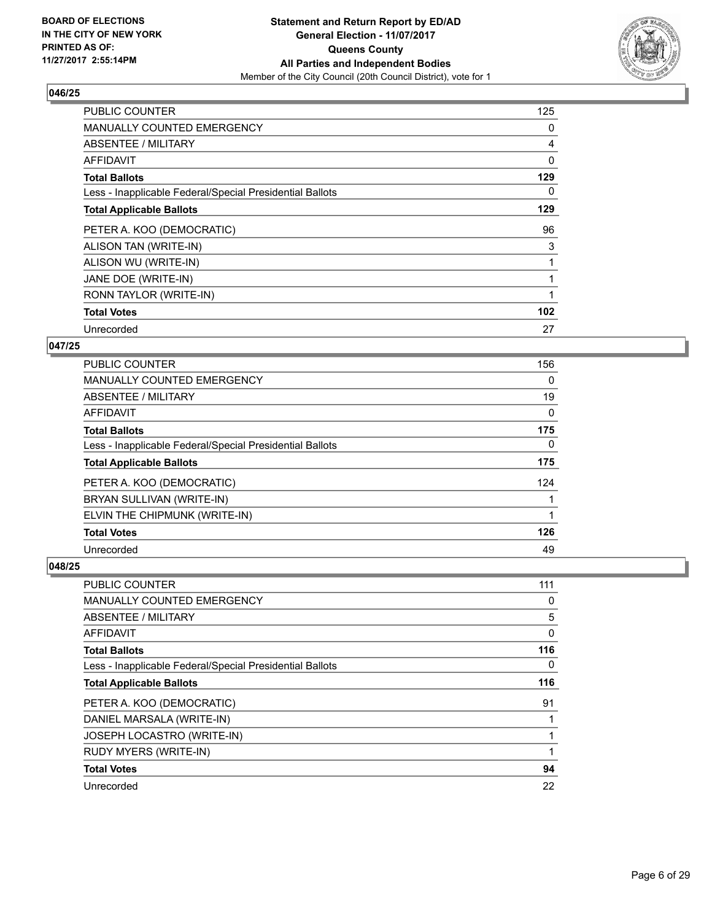**BOARD OF ELECTIONS IN THE CITY OF NEW YORK PRINTED AS OF: 11/27/2017 2:55:14PM**

**Statement and Return Report by ED/AD General Election - 11/07/2017 Queens County All Parties and Independent Bodies**

Member of the City Council (20th Council District), vote for 1

## 046/25

| | |
|---|---|
| PUBLIC COUNTER | 125 |
| MANUALLY COUNTED EMERGENCY | 0 |
| ABSENTEE / MILITARY | 4 |
| AFFIDAVIT | 0 |
| **Total Ballots** | **129** |
| Less - Inapplicable Federal/Special Presidential Ballots | 0 |
| **Total Applicable Ballots** | **129** |
| PETER A. KOO (DEMOCRATIC) | 96 |
| ALISON TAN (WRITE-IN) | 3 |
| ALISON WU (WRITE-IN) | 1 |
| JANE DOE (WRITE-IN) | 1 |
| RONN TAYLOR (WRITE-IN) | 1 |
| **Total Votes** | **102** |
| Unrecorded | 27 |

## 047/25

| | |
|---|---|
| PUBLIC COUNTER | 156 |
| MANUALLY COUNTED EMERGENCY | 0 |
| ABSENTEE / MILITARY | 19 |
| AFFIDAVIT | 0 |
| **Total Ballots** | **175** |
| Less - Inapplicable Federal/Special Presidential Ballots | 0 |
| **Total Applicable Ballots** | **175** |
| PETER A. KOO (DEMOCRATIC) | 124 |
| BRYAN SULLIVAN (WRITE-IN) | 1 |
| ELVIN THE CHIPMUNK (WRITE-IN) | 1 |
| **Total Votes** | **126** |
| Unrecorded | 49 |

## 048/25

| | |
|---|---|
| PUBLIC COUNTER | 111 |
| MANUALLY COUNTED EMERGENCY | 0 |
| ABSENTEE / MILITARY | 5 |
| AFFIDAVIT | 0 |
| **Total Ballots** | **116** |
| Less - Inapplicable Federal/Special Presidential Ballots | 0 |
| **Total Applicable Ballots** | **116** |
| PETER A. KOO (DEMOCRATIC) | 91 |
| DANIEL MARSALA (WRITE-IN) | 1 |
| JOSEPH LOCASTRO (WRITE-IN) | 1 |
| RUDY MYERS (WRITE-IN) | 1 |
| **Total Votes** | **94** |
| Unrecorded | 22 |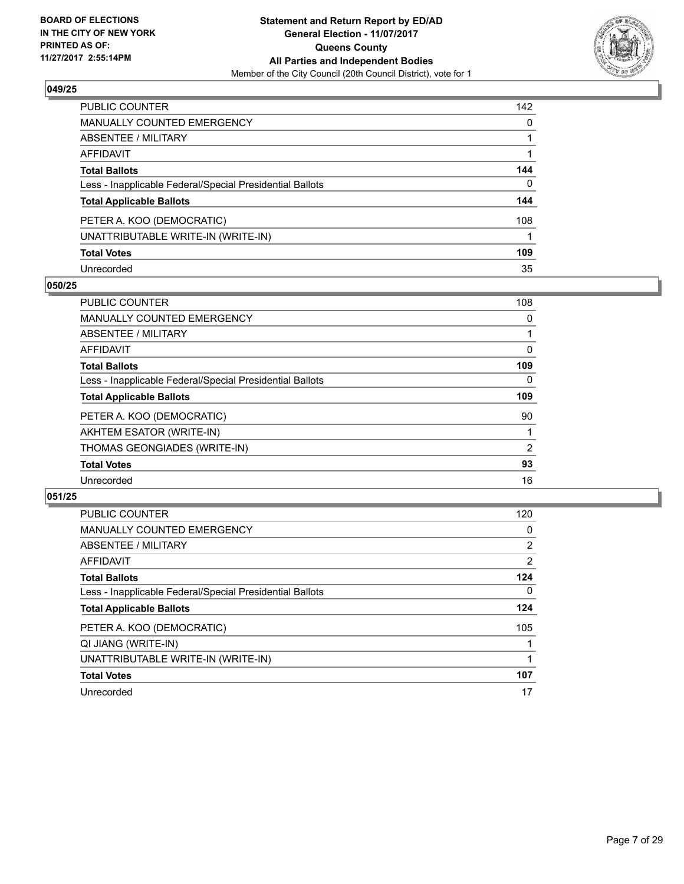**BOARD OF ELECTIONS IN THE CITY OF NEW YORK PRINTED AS OF: 11/27/2017 2:55:14PM**

**Statement and Return Report by ED/AD General Election - 11/07/2017 Queens County All Parties and Independent Bodies**

Member of the City Council (20th Council District), vote for 1

### 049/25

| | |
|---|---|
| PUBLIC COUNTER | 142 |
| MANUALLY COUNTED EMERGENCY | 0 |
| ABSENTEE / MILITARY | 1 |
| AFFIDAVIT | 1 |
| **Total Ballots** | **144** |
| Less - Inapplicable Federal/Special Presidential Ballots | 0 |
| **Total Applicable Ballots** | **144** |
| PETER A. KOO (DEMOCRATIC) | 108 |
| UNATTRIBUTABLE WRITE-IN (WRITE-IN) | 1 |
| **Total Votes** | **109** |
| Unrecorded | 35 |

### 050/25

| | |
|---|---|
| PUBLIC COUNTER | 108 |
| MANUALLY COUNTED EMERGENCY | 0 |
| ABSENTEE / MILITARY | 1 |
| AFFIDAVIT | 0 |
| **Total Ballots** | **109** |
| Less - Inapplicable Federal/Special Presidential Ballots | 0 |
| **Total Applicable Ballots** | **109** |
| PETER A. KOO (DEMOCRATIC) | 90 |
| AKHTEM ESATOR (WRITE-IN) | 1 |
| THOMAS GEONGIADES (WRITE-IN) | 2 |
| **Total Votes** | **93** |
| Unrecorded | 16 |

### 051/25

| | |
|---|---|
| PUBLIC COUNTER | 120 |
| MANUALLY COUNTED EMERGENCY | 0 |
| ABSENTEE / MILITARY | 2 |
| AFFIDAVIT | 2 |
| **Total Ballots** | **124** |
| Less - Inapplicable Federal/Special Presidential Ballots | 0 |
| **Total Applicable Ballots** | **124** |
| PETER A. KOO (DEMOCRATIC) | 105 |
| QI JIANG (WRITE-IN) | 1 |
| UNATTRIBUTABLE WRITE-IN (WRITE-IN) | 1 |
| **Total Votes** | **107** |
| Unrecorded | 17 |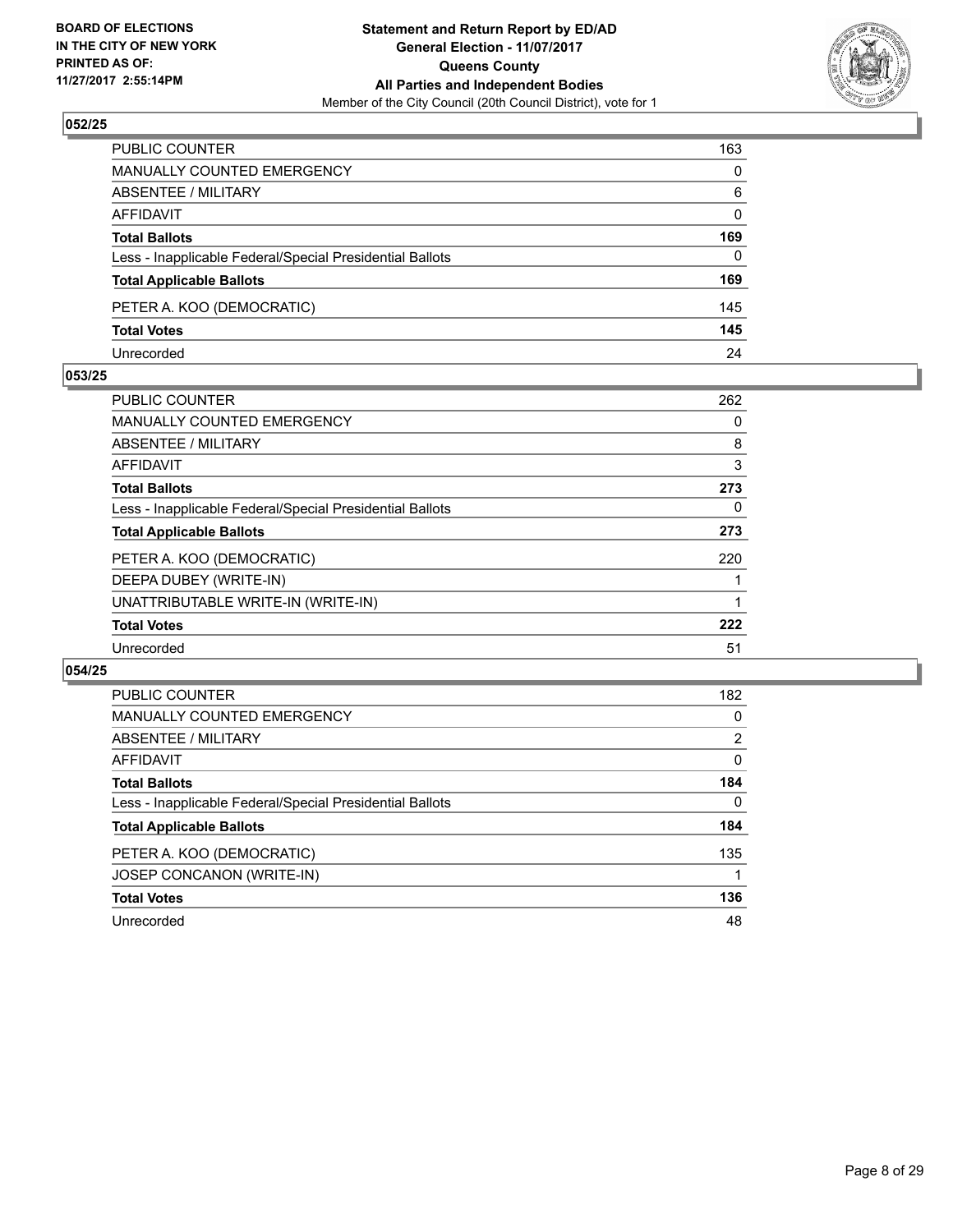**BOARD OF ELECTIONS IN THE CITY OF NEW YORK PRINTED AS OF: 11/27/2017 2:55:14PM**

**Statement and Return Report by ED/AD General Election - 11/07/2017 Queens County All Parties and Independent Bodies**
Member of the City Council (20th Council District), vote for 1

### 052/25

| | |
|---|---|
| PUBLIC COUNTER | 163 |
| MANUALLY COUNTED EMERGENCY | 0 |
| ABSENTEE / MILITARY | 6 |
| AFFIDAVIT | 0 |
| **Total Ballots** | **169** |
| Less - Inapplicable Federal/Special Presidential Ballots | 0 |
| **Total Applicable Ballots** | **169** |
| PETER A. KOO (DEMOCRATIC) | 145 |
| **Total Votes** | **145** |
| Unrecorded | 24 |

### 053/25

| | |
|---|---|
| PUBLIC COUNTER | 262 |
| MANUALLY COUNTED EMERGENCY | 0 |
| ABSENTEE / MILITARY | 8 |
| AFFIDAVIT | 3 |
| **Total Ballots** | **273** |
| Less - Inapplicable Federal/Special Presidential Ballots | 0 |
| **Total Applicable Ballots** | **273** |
| PETER A. KOO (DEMOCRATIC) | 220 |
| DEEPA DUBEY (WRITE-IN) | 1 |
| UNATTRIBUTABLE WRITE-IN (WRITE-IN) | 1 |
| **Total Votes** | **222** |
| Unrecorded | 51 |

### 054/25

| | |
|---|---|
| PUBLIC COUNTER | 182 |
| MANUALLY COUNTED EMERGENCY | 0 |
| ABSENTEE / MILITARY | 2 |
| AFFIDAVIT | 0 |
| **Total Ballots** | **184** |
| Less - Inapplicable Federal/Special Presidential Ballots | 0 |
| **Total Applicable Ballots** | **184** |
| PETER A. KOO (DEMOCRATIC) | 135 |
| JOSEP CONCANON (WRITE-IN) | 1 |
| **Total Votes** | **136** |
| Unrecorded | 48 |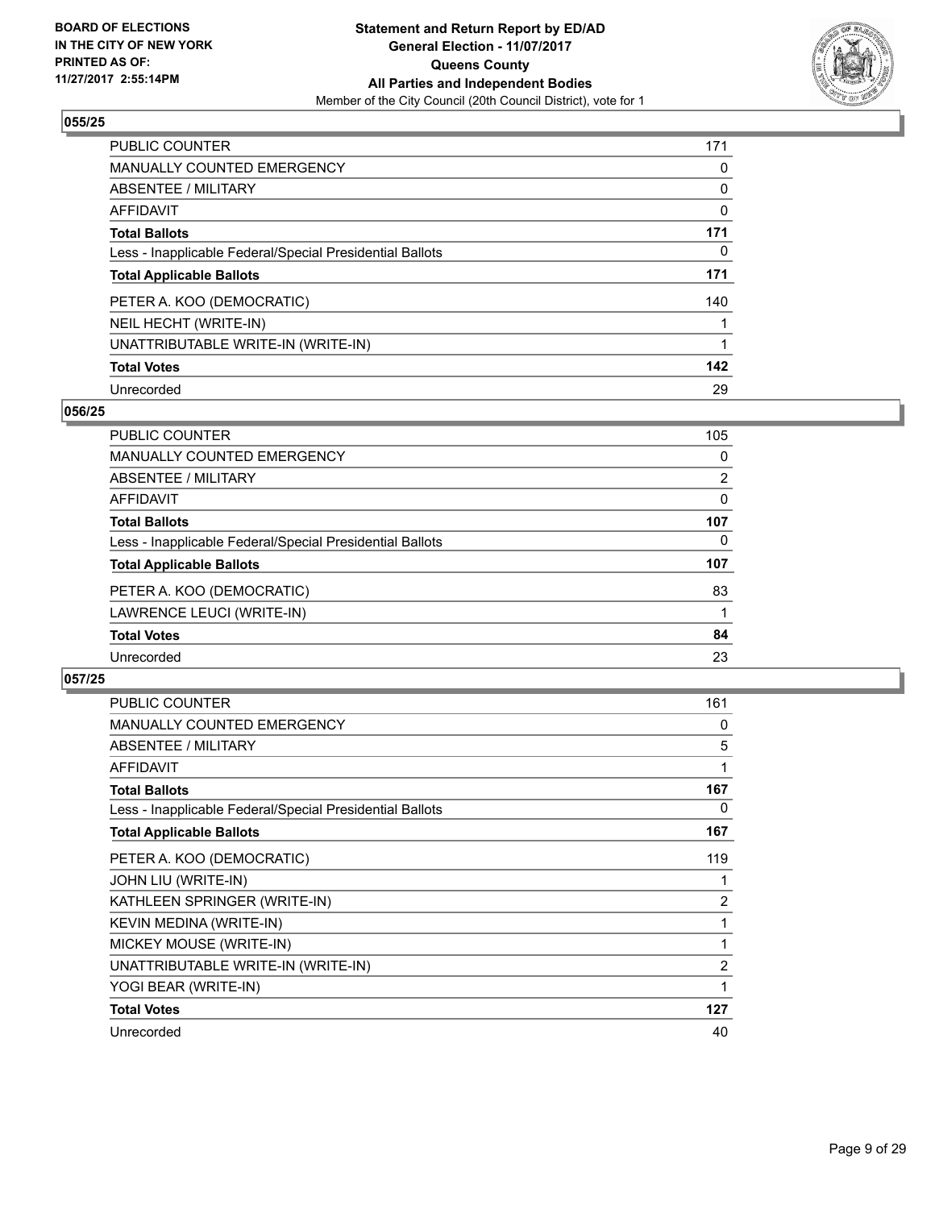**BOARD OF ELECTIONS IN THE CITY OF NEW YORK PRINTED AS OF: 11/27/2017 2:55:14PM**

# Statement and Return Report by ED/AD
## General Election - 11/07/2017
## Queens County
## All Parties and Independent Bodies
Member of the City Council (20th Council District), vote for 1

### 055/25

| | |
|---|---|
| PUBLIC COUNTER | 171 |
| MANUALLY COUNTED EMERGENCY | 0 |
| ABSENTEE / MILITARY | 0 |
| AFFIDAVIT | 0 |
| **Total Ballots** | **171** |
| Less - Inapplicable Federal/Special Presidential Ballots | 0 |
| **Total Applicable Ballots** | **171** |
| PETER A. KOO (DEMOCRATIC) | 140 |
| NEIL HECHT (WRITE-IN) | 1 |
| UNATTRIBUTABLE WRITE-IN (WRITE-IN) | 1 |
| **Total Votes** | **142** |
| Unrecorded | 29 |

### 056/25

| | |
|---|---|
| PUBLIC COUNTER | 105 |
| MANUALLY COUNTED EMERGENCY | 0 |
| ABSENTEE / MILITARY | 2 |
| AFFIDAVIT | 0 |
| **Total Ballots** | **107** |
| Less - Inapplicable Federal/Special Presidential Ballots | 0 |
| **Total Applicable Ballots** | **107** |
| PETER A. KOO (DEMOCRATIC) | 83 |
| LAWRENCE LEUCI (WRITE-IN) | 1 |
| **Total Votes** | **84** |
| Unrecorded | 23 |

### 057/25

| | |
|---|---|
| PUBLIC COUNTER | 161 |
| MANUALLY COUNTED EMERGENCY | 0 |
| ABSENTEE / MILITARY | 5 |
| AFFIDAVIT | 1 |
| **Total Ballots** | **167** |
| Less - Inapplicable Federal/Special Presidential Ballots | 0 |
| **Total Applicable Ballots** | **167** |
| PETER A. KOO (DEMOCRATIC) | 119 |
| JOHN LIU (WRITE-IN) | 1 |
| KATHLEEN SPRINGER (WRITE-IN) | 2 |
| KEVIN MEDINA (WRITE-IN) | 1 |
| MICKEY MOUSE (WRITE-IN) | 1 |
| UNATTRIBUTABLE WRITE-IN (WRITE-IN) | 2 |
| YOGI BEAR (WRITE-IN) | 1 |
| **Total Votes** | **127** |
| Unrecorded | 40 |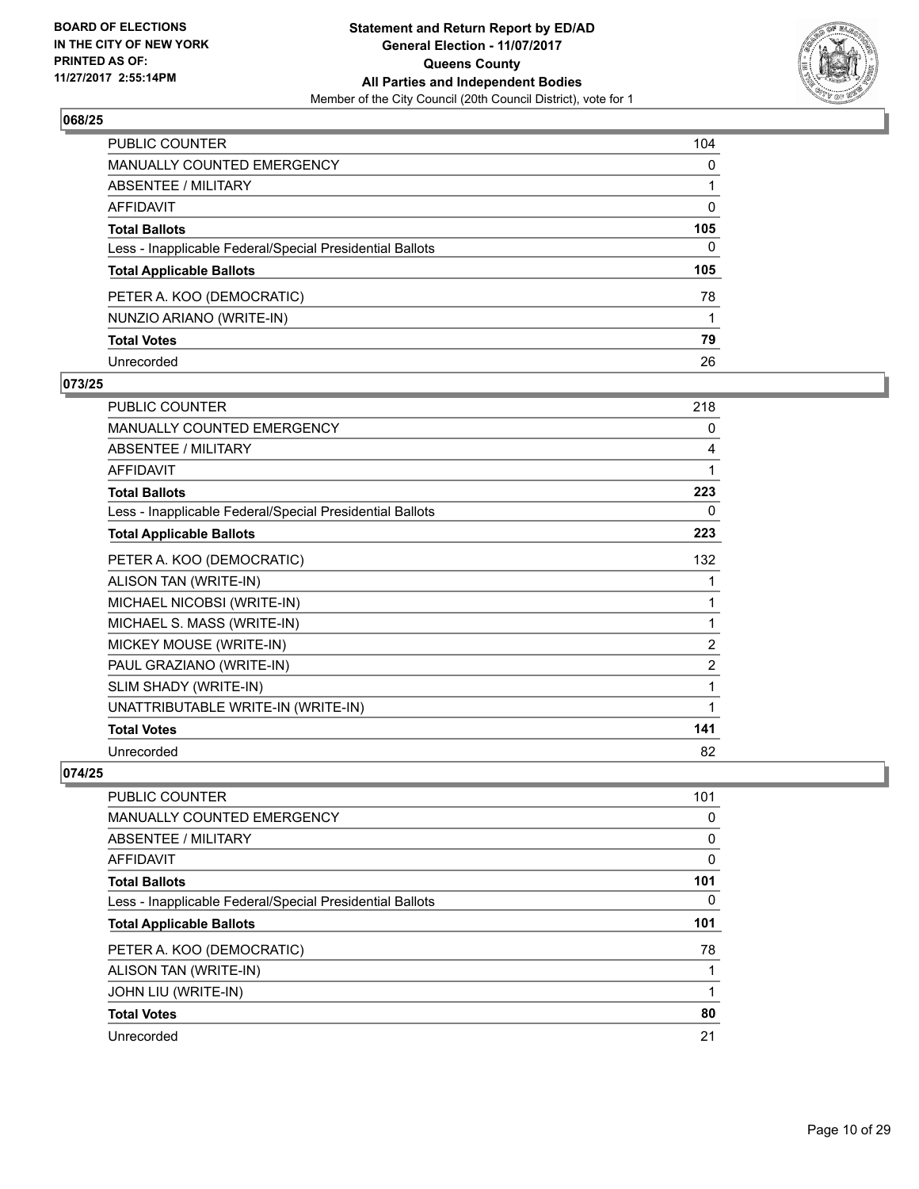## 068/25

| | |
|---|---|
| PUBLIC COUNTER | 104 |
| MANUALLY COUNTED EMERGENCY | 0 |
| ABSENTEE / MILITARY | 1 |
| AFFIDAVIT | 0 |
| **Total Ballots** | **105** |
| Less - Inapplicable Federal/Special Presidential Ballots | 0 |
| **Total Applicable Ballots** | **105** |
| PETER A. KOO (DEMOCRATIC) | 78 |
| NUNZIO ARIANO (WRITE-IN) | 1 |
| **Total Votes** | **79** |
| Unrecorded | 26 |

## 073/25

| | |
|---|---|
| PUBLIC COUNTER | 218 |
| MANUALLY COUNTED EMERGENCY | 0 |
| ABSENTEE / MILITARY | 4 |
| AFFIDAVIT | 1 |
| **Total Ballots** | **223** |
| Less - Inapplicable Federal/Special Presidential Ballots | 0 |
| **Total Applicable Ballots** | **223** |
| PETER A. KOO (DEMOCRATIC) | 132 |
| ALISON TAN (WRITE-IN) | 1 |
| MICHAEL NICOBSI (WRITE-IN) | 1 |
| MICHAEL S. MASS (WRITE-IN) | 1 |
| MICKEY MOUSE (WRITE-IN) | 2 |
| PAUL GRAZIANO (WRITE-IN) | 2 |
| SLIM SHADY (WRITE-IN) | 1 |
| UNATTRIBUTABLE WRITE-IN (WRITE-IN) | 1 |
| **Total Votes** | **141** |
| Unrecorded | 82 |

## 074/25

| | |
|---|---|
| PUBLIC COUNTER | 101 |
| MANUALLY COUNTED EMERGENCY | 0 |
| ABSENTEE / MILITARY | 0 |
| AFFIDAVIT | 0 |
| **Total Ballots** | **101** |
| Less - Inapplicable Federal/Special Presidential Ballots | 0 |
| **Total Applicable Ballots** | **101** |
| PETER A. KOO (DEMOCRATIC) | 78 |
| ALISON TAN (WRITE-IN) | 1 |
| JOHN LIU (WRITE-IN) | 1 |
| **Total Votes** | **80** |
| Unrecorded | 21 |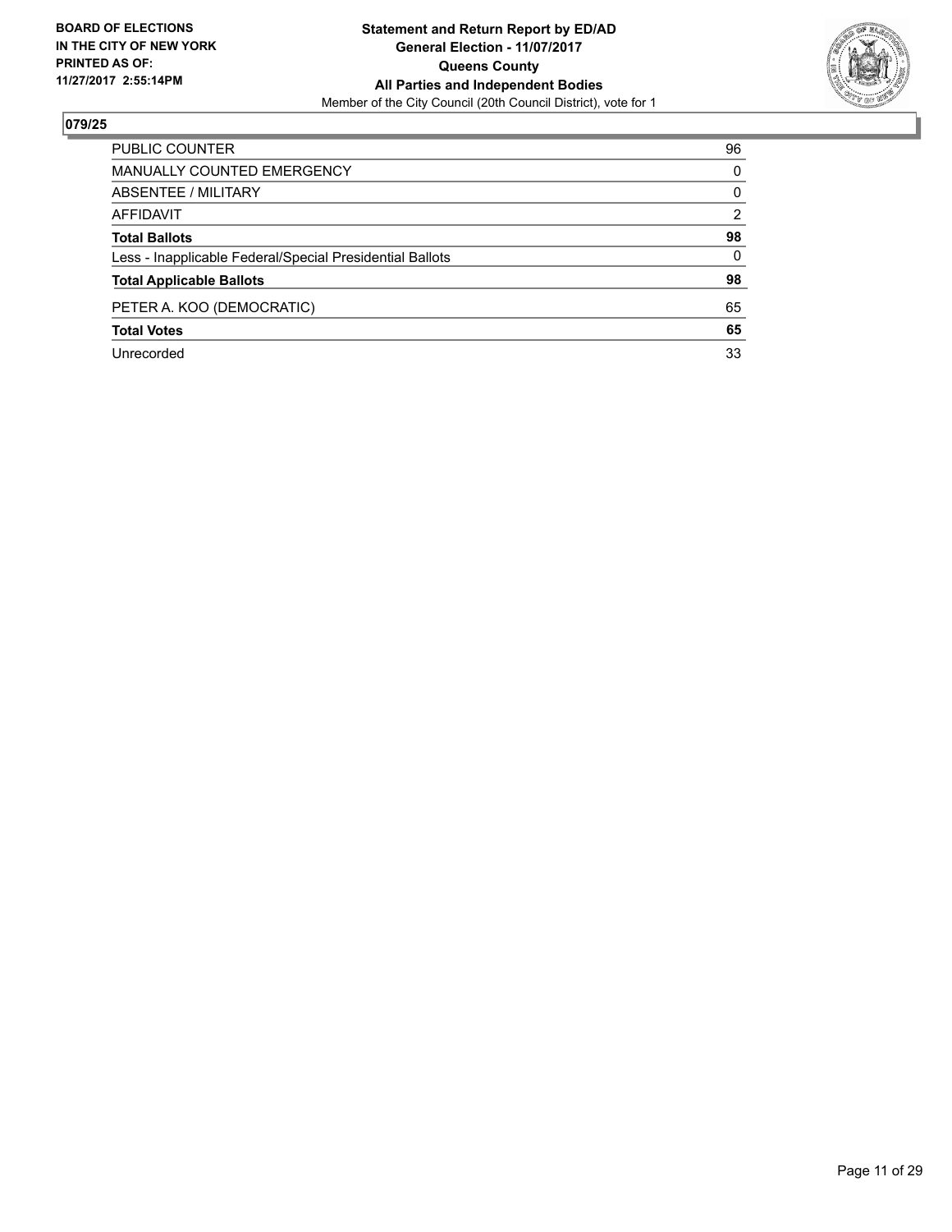**BOARD OF ELECTIONS IN THE CITY OF NEW YORK PRINTED AS OF: 11/27/2017 2:55:14PM**

**Statement and Return Report by ED/AD**
**General Election - 11/07/2017**
**Queens County**
**All Parties and Independent Bodies**
Member of the City Council (20th Council District), vote for 1

## 079/25

| | |
|---|---|
| PUBLIC COUNTER | 96 |
| MANUALLY COUNTED EMERGENCY | 0 |
| ABSENTEE / MILITARY | 0 |
| AFFIDAVIT | 2 |
| **Total Ballots** | **98** |
| Less - Inapplicable Federal/Special Presidential Ballots | 0 |
| **Total Applicable Ballots** | **98** |
| PETER A. KOO (DEMOCRATIC) | 65 |
| **Total Votes** | **65** |
| Unrecorded | 33 |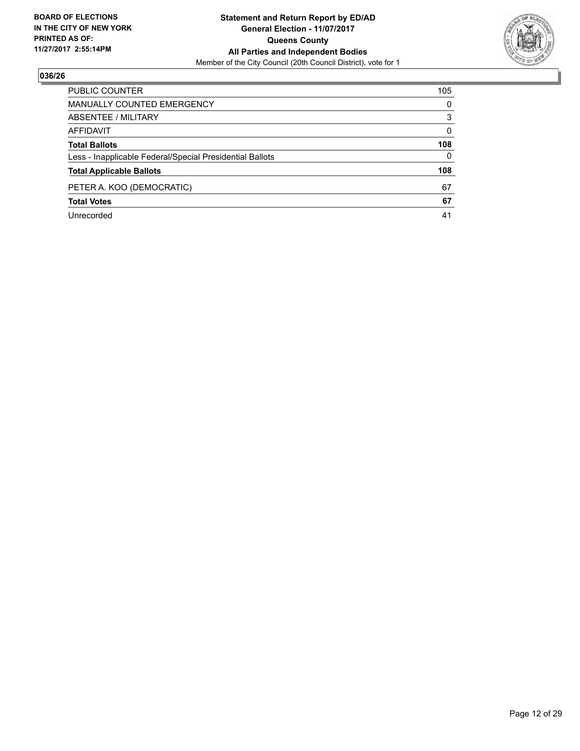**BOARD OF ELECTIONS IN THE CITY OF NEW YORK PRINTED AS OF: 11/27/2017 2:55:14PM**

**Statement and Return Report by ED/AD**
**General Election - 11/07/2017**
**Queens County**
**All Parties and Independent Bodies**
Member of the City Council (20th Council District), vote for 1

## 036/26

| | |
|---|---|
| PUBLIC COUNTER | 105 |
| MANUALLY COUNTED EMERGENCY | 0 |
| ABSENTEE / MILITARY | 3 |
| AFFIDAVIT | 0 |
| **Total Ballots** | **108** |
| Less - Inapplicable Federal/Special Presidential Ballots | 0 |
| **Total Applicable Ballots** | **108** |
| PETER A. KOO (DEMOCRATIC) | 67 |
| **Total Votes** | **67** |
| Unrecorded | 41 |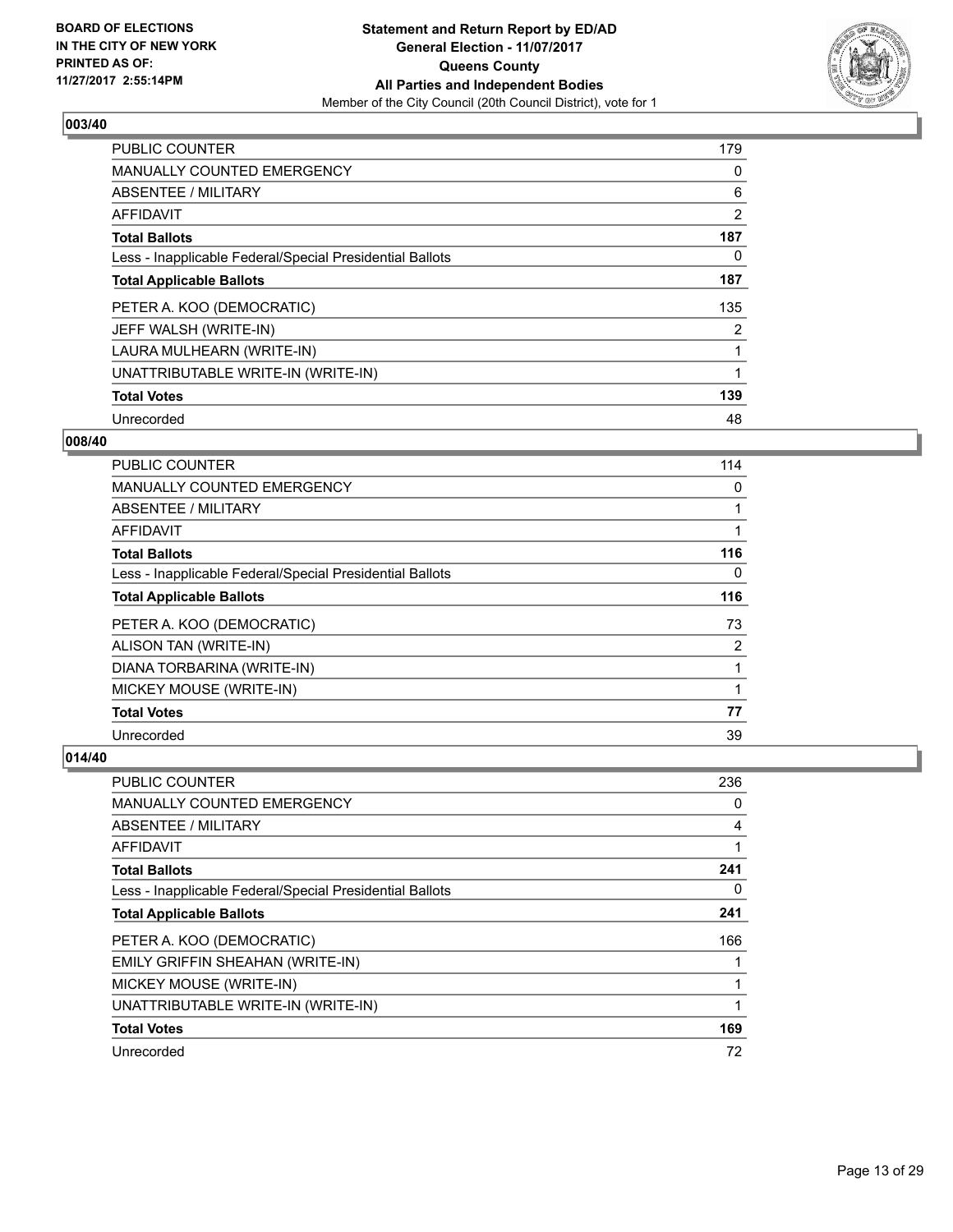## 003/40

| | |
|---|---|
| PUBLIC COUNTER | 179 |
| MANUALLY COUNTED EMERGENCY | 0 |
| ABSENTEE / MILITARY | 6 |
| AFFIDAVIT | 2 |
| **Total Ballots** | **187** |
| Less - Inapplicable Federal/Special Presidential Ballots | 0 |
| **Total Applicable Ballots** | **187** |
| PETER A. KOO (DEMOCRATIC) | 135 |
| JEFF WALSH (WRITE-IN) | 2 |
| LAURA MULHEARN (WRITE-IN) | 1 |
| UNATTRIBUTABLE WRITE-IN (WRITE-IN) | 1 |
| **Total Votes** | **139** |
| Unrecorded | 48 |

## 008/40

| | |
|---|---|
| PUBLIC COUNTER | 114 |
| MANUALLY COUNTED EMERGENCY | 0 |
| ABSENTEE / MILITARY | 1 |
| AFFIDAVIT | 1 |
| **Total Ballots** | **116** |
| Less - Inapplicable Federal/Special Presidential Ballots | 0 |
| **Total Applicable Ballots** | **116** |
| PETER A. KOO (DEMOCRATIC) | 73 |
| ALISON TAN (WRITE-IN) | 2 |
| DIANA TORBARINA (WRITE-IN) | 1 |
| MICKEY MOUSE (WRITE-IN) | 1 |
| **Total Votes** | **77** |
| Unrecorded | 39 |

## 014/40

| | |
|---|---|
| PUBLIC COUNTER | 236 |
| MANUALLY COUNTED EMERGENCY | 0 |
| ABSENTEE / MILITARY | 4 |
| AFFIDAVIT | 1 |
| **Total Ballots** | **241** |
| Less - Inapplicable Federal/Special Presidential Ballots | 0 |
| **Total Applicable Ballots** | **241** |
| PETER A. KOO (DEMOCRATIC) | 166 |
| EMILY GRIFFIN SHEAHAN (WRITE-IN) | 1 |
| MICKEY MOUSE (WRITE-IN) | 1 |
| UNATTRIBUTABLE WRITE-IN (WRITE-IN) | 1 |
| **Total Votes** | **169** |
| Unrecorded | 72 |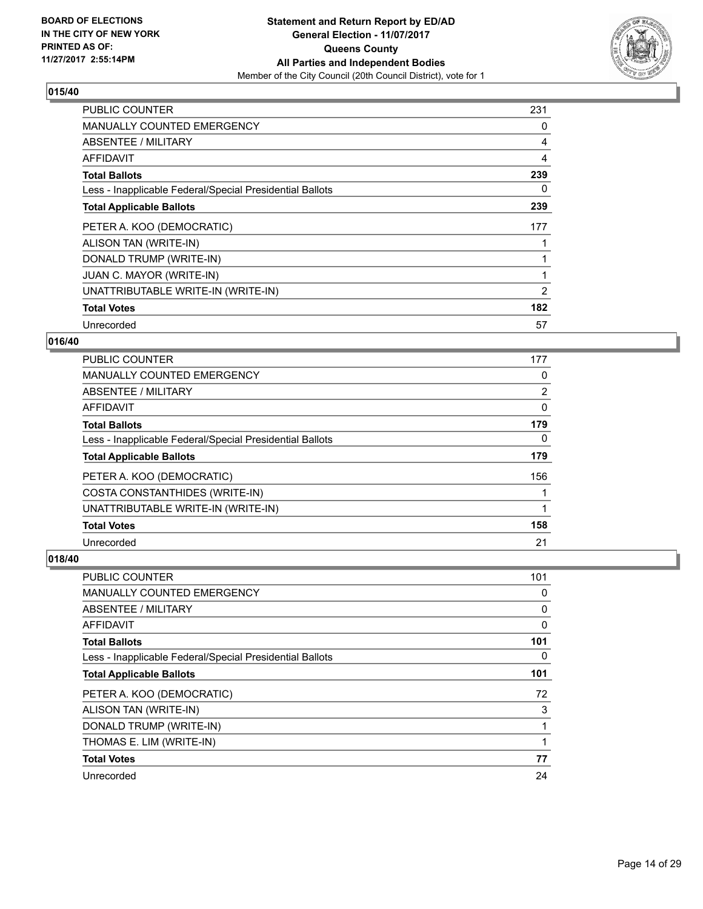BOARD OF ELECTIONS
IN THE CITY OF NEW YORK
PRINTED AS OF:
11/27/2017 2:55:14PM

**Statement and Return Report by ED/AD**
**General Election - 11/07/2017**
**Queens County**
**All Parties and Independent Bodies**
Member of the City Council (20th Council District), vote for 1

## 015/40

| | |
|---|---|
| PUBLIC COUNTER | 231 |
| MANUALLY COUNTED EMERGENCY | 0 |
| ABSENTEE / MILITARY | 4 |
| AFFIDAVIT | 4 |
| **Total Ballots** | **239** |
| Less - Inapplicable Federal/Special Presidential Ballots | 0 |
| **Total Applicable Ballots** | **239** |
| PETER A. KOO (DEMOCRATIC) | 177 |
| ALISON TAN (WRITE-IN) | 1 |
| DONALD TRUMP (WRITE-IN) | 1 |
| JUAN C. MAYOR (WRITE-IN) | 1 |
| UNATTRIBUTABLE WRITE-IN (WRITE-IN) | 2 |
| **Total Votes** | **182** |
| Unrecorded | 57 |

## 016/40

| | |
|---|---|
| PUBLIC COUNTER | 177 |
| MANUALLY COUNTED EMERGENCY | 0 |
| ABSENTEE / MILITARY | 2 |
| AFFIDAVIT | 0 |
| **Total Ballots** | **179** |
| Less - Inapplicable Federal/Special Presidential Ballots | 0 |
| **Total Applicable Ballots** | **179** |
| PETER A. KOO (DEMOCRATIC) | 156 |
| COSTA CONSTANTHIDES (WRITE-IN) | 1 |
| UNATTRIBUTABLE WRITE-IN (WRITE-IN) | 1 |
| **Total Votes** | **158** |
| Unrecorded | 21 |

## 018/40

| | |
|---|---|
| PUBLIC COUNTER | 101 |
| MANUALLY COUNTED EMERGENCY | 0 |
| ABSENTEE / MILITARY | 0 |
| AFFIDAVIT | 0 |
| **Total Ballots** | **101** |
| Less - Inapplicable Federal/Special Presidential Ballots | 0 |
| **Total Applicable Ballots** | **101** |
| PETER A. KOO (DEMOCRATIC) | 72 |
| ALISON TAN (WRITE-IN) | 3 |
| DONALD TRUMP (WRITE-IN) | 1 |
| THOMAS E. LIM (WRITE-IN) | 1 |
| **Total Votes** | **77** |
| Unrecorded | 24 |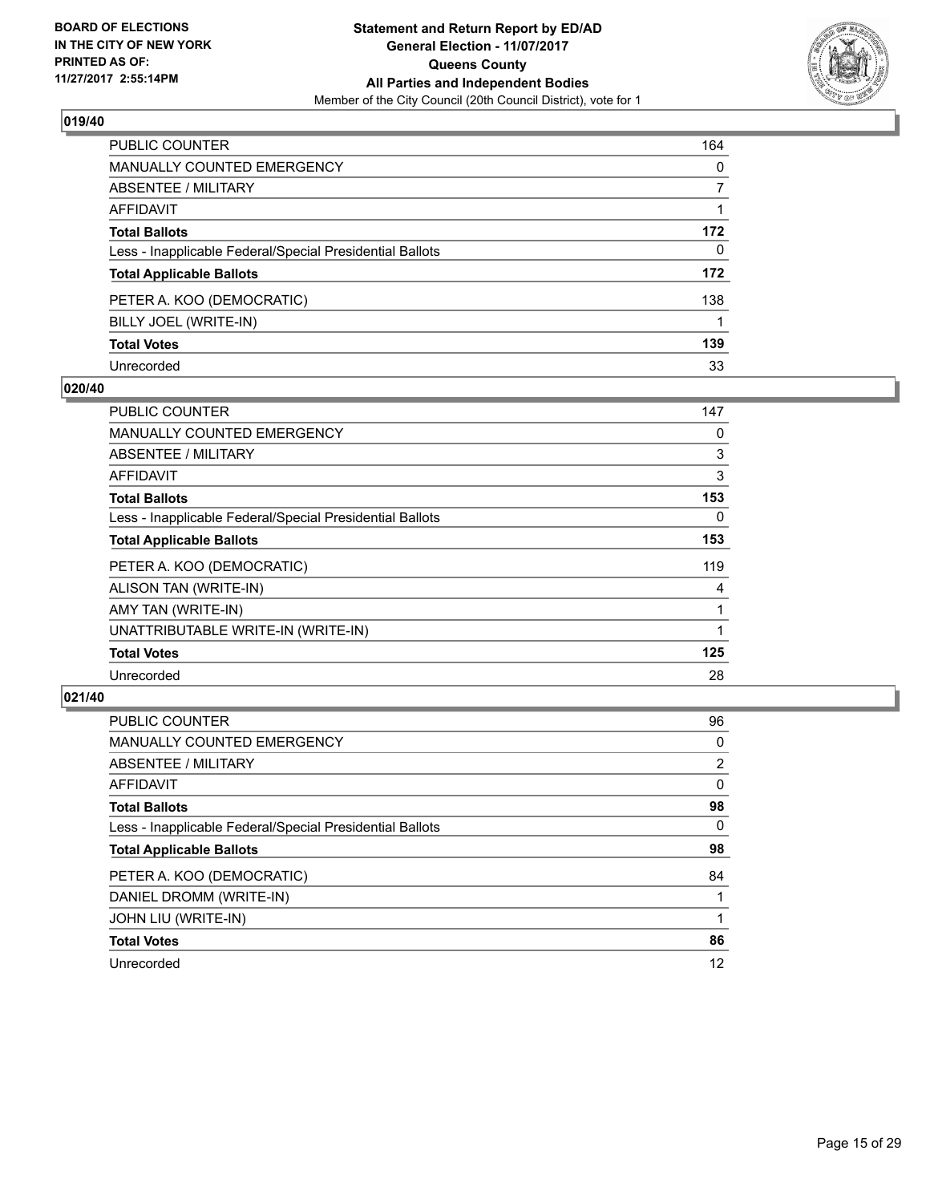**BOARD OF ELECTIONS IN THE CITY OF NEW YORK PRINTED AS OF: 11/27/2017 2:55:14PM**

**Statement and Return Report by ED/AD General Election - 11/07/2017 Queens County All Parties and Independent Bodies**
Member of the City Council (20th Council District), vote for 1

## 019/40

| | |
|---|---|
| PUBLIC COUNTER | 164 |
| MANUALLY COUNTED EMERGENCY | 0 |
| ABSENTEE / MILITARY | 7 |
| AFFIDAVIT | 1 |
| **Total Ballots** | **172** |
| Less - Inapplicable Federal/Special Presidential Ballots | 0 |
| **Total Applicable Ballots** | **172** |
| PETER A. KOO (DEMOCRATIC) | 138 |
| BILLY JOEL (WRITE-IN) | 1 |
| **Total Votes** | **139** |
| Unrecorded | 33 |

## 020/40

| | |
|---|---|
| PUBLIC COUNTER | 147 |
| MANUALLY COUNTED EMERGENCY | 0 |
| ABSENTEE / MILITARY | 3 |
| AFFIDAVIT | 3 |
| **Total Ballots** | **153** |
| Less - Inapplicable Federal/Special Presidential Ballots | 0 |
| **Total Applicable Ballots** | **153** |
| PETER A. KOO (DEMOCRATIC) | 119 |
| ALISON TAN (WRITE-IN) | 4 |
| AMY TAN (WRITE-IN) | 1 |
| UNATTRIBUTABLE WRITE-IN (WRITE-IN) | 1 |
| **Total Votes** | **125** |
| Unrecorded | 28 |

## 021/40

| | |
|---|---|
| PUBLIC COUNTER | 96 |
| MANUALLY COUNTED EMERGENCY | 0 |
| ABSENTEE / MILITARY | 2 |
| AFFIDAVIT | 0 |
| **Total Ballots** | **98** |
| Less - Inapplicable Federal/Special Presidential Ballots | 0 |
| **Total Applicable Ballots** | **98** |
| PETER A. KOO (DEMOCRATIC) | 84 |
| DANIEL DROMM (WRITE-IN) | 1 |
| JOHN LIU (WRITE-IN) | 1 |
| **Total Votes** | **86** |
| Unrecorded | 12 |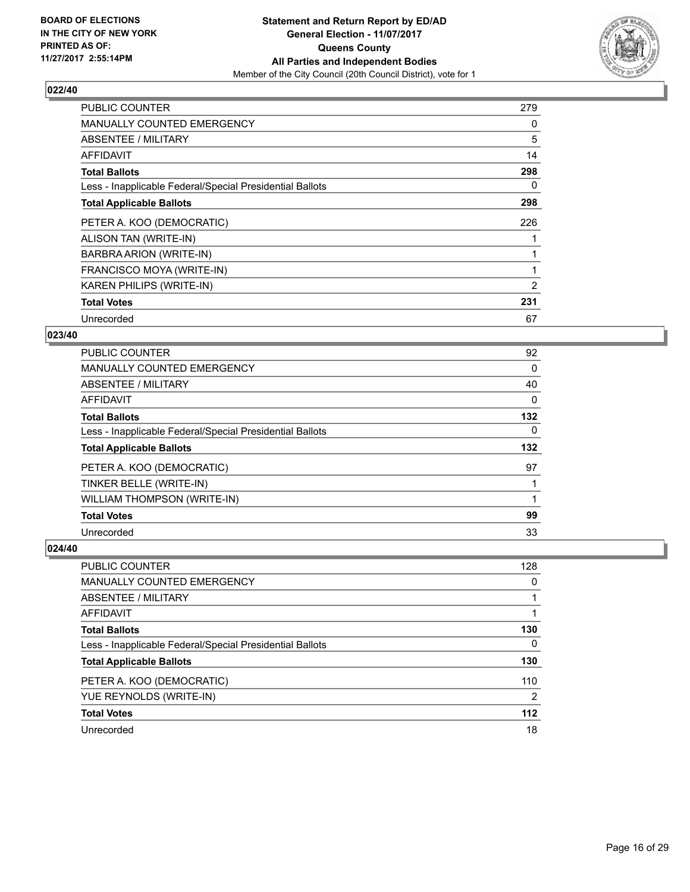**BOARD OF ELECTIONS IN THE CITY OF NEW YORK PRINTED AS OF: 11/27/2017 2:55:14PM**

**Statement and Return Report by ED/AD**
**General Election - 11/07/2017**
**Queens County**
**All Parties and Independent Bodies**
Member of the City Council (20th Council District), vote for 1

## 022/40

| | |
|---|---|
| PUBLIC COUNTER | 279 |
| MANUALLY COUNTED EMERGENCY | 0 |
| ABSENTEE / MILITARY | 5 |
| AFFIDAVIT | 14 |
| **Total Ballots** | **298** |
| Less - Inapplicable Federal/Special Presidential Ballots | 0 |
| **Total Applicable Ballots** | **298** |
| PETER A. KOO (DEMOCRATIC) | 226 |
| ALISON TAN (WRITE-IN) | 1 |
| BARBRA ARION (WRITE-IN) | 1 |
| FRANCISCO MOYA (WRITE-IN) | 1 |
| KAREN PHILIPS (WRITE-IN) | 2 |
| **Total Votes** | **231** |
| Unrecorded | 67 |

## 023/40

| | |
|---|---|
| PUBLIC COUNTER | 92 |
| MANUALLY COUNTED EMERGENCY | 0 |
| ABSENTEE / MILITARY | 40 |
| AFFIDAVIT | 0 |
| **Total Ballots** | **132** |
| Less - Inapplicable Federal/Special Presidential Ballots | 0 |
| **Total Applicable Ballots** | **132** |
| PETER A. KOO (DEMOCRATIC) | 97 |
| TINKER BELLE (WRITE-IN) | 1 |
| WILLIAM THOMPSON (WRITE-IN) | 1 |
| **Total Votes** | **99** |
| Unrecorded | 33 |

## 024/40

| | |
|---|---|
| PUBLIC COUNTER | 128 |
| MANUALLY COUNTED EMERGENCY | 0 |
| ABSENTEE / MILITARY | 1 |
| AFFIDAVIT | 1 |
| **Total Ballots** | **130** |
| Less - Inapplicable Federal/Special Presidential Ballots | 0 |
| **Total Applicable Ballots** | **130** |
| PETER A. KOO (DEMOCRATIC) | 110 |
| YUE REYNOLDS (WRITE-IN) | 2 |
| **Total Votes** | **112** |
| Unrecorded | 18 |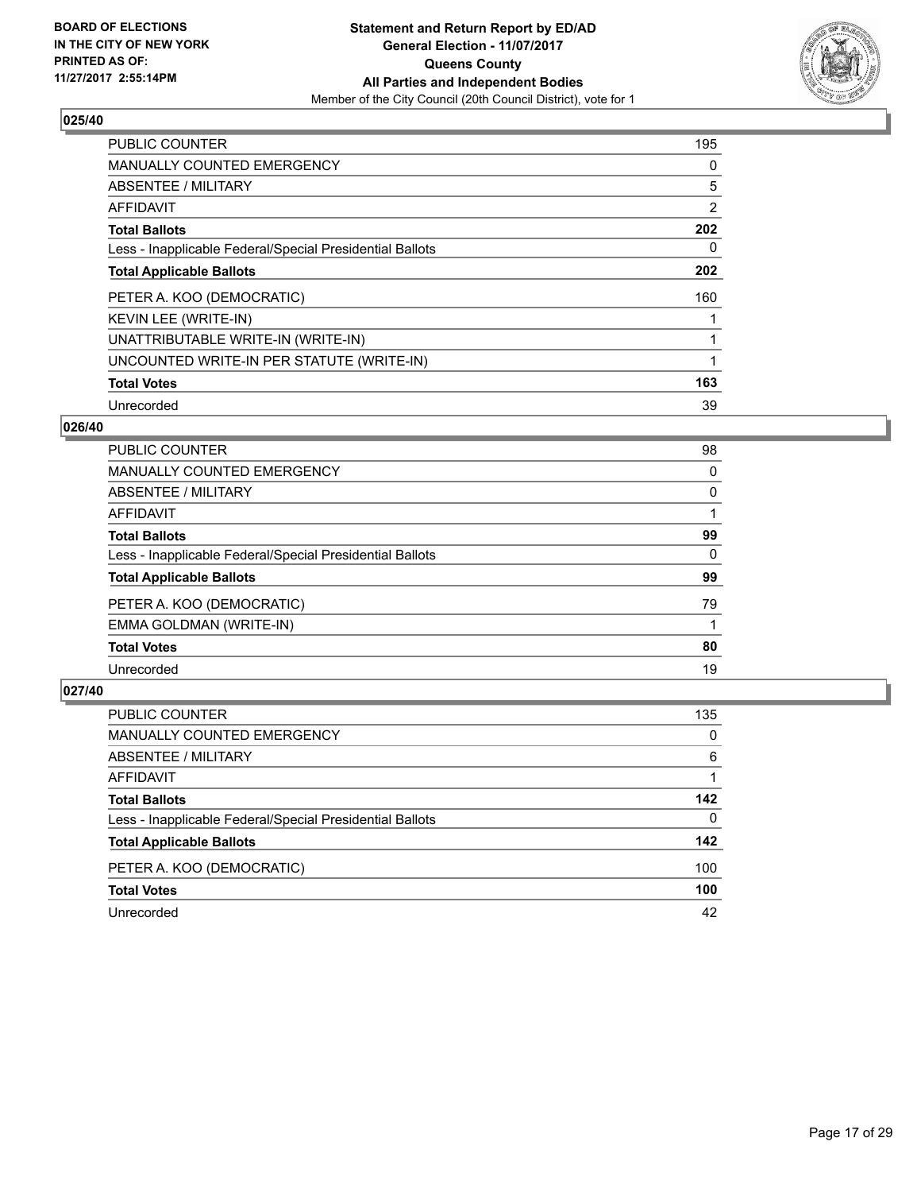BOARD OF ELECTIONS
IN THE CITY OF NEW YORK
PRINTED AS OF:
11/27/2017 2:55:14PM

**Statement and Return Report by ED/AD**
**General Election - 11/07/2017**
**Queens County**
**All Parties and Independent Bodies**
Member of the City Council (20th Council District), vote for 1

## 025/40

| | |
|---|---|
| PUBLIC COUNTER | 195 |
| MANUALLY COUNTED EMERGENCY | 0 |
| ABSENTEE / MILITARY | 5 |
| AFFIDAVIT | 2 |
| **Total Ballots** | **202** |
| Less - Inapplicable Federal/Special Presidential Ballots | 0 |
| **Total Applicable Ballots** | **202** |
| PETER A. KOO (DEMOCRATIC) | 160 |
| KEVIN LEE (WRITE-IN) | 1 |
| UNATTRIBUTABLE WRITE-IN (WRITE-IN) | 1 |
| UNCOUNTED WRITE-IN PER STATUTE (WRITE-IN) | 1 |
| **Total Votes** | **163** |
| Unrecorded | 39 |

## 026/40

| | |
|---|---|
| PUBLIC COUNTER | 98 |
| MANUALLY COUNTED EMERGENCY | 0 |
| ABSENTEE / MILITARY | 0 |
| AFFIDAVIT | 1 |
| **Total Ballots** | **99** |
| Less - Inapplicable Federal/Special Presidential Ballots | 0 |
| **Total Applicable Ballots** | **99** |
| PETER A. KOO (DEMOCRATIC) | 79 |
| EMMA GOLDMAN (WRITE-IN) | 1 |
| **Total Votes** | **80** |
| Unrecorded | 19 |

## 027/40

| | |
|---|---|
| PUBLIC COUNTER | 135 |
| MANUALLY COUNTED EMERGENCY | 0 |
| ABSENTEE / MILITARY | 6 |
| AFFIDAVIT | 1 |
| **Total Ballots** | **142** |
| Less - Inapplicable Federal/Special Presidential Ballots | 0 |
| **Total Applicable Ballots** | **142** |
| PETER A. KOO (DEMOCRATIC) | 100 |
| **Total Votes** | **100** |
| Unrecorded | 42 |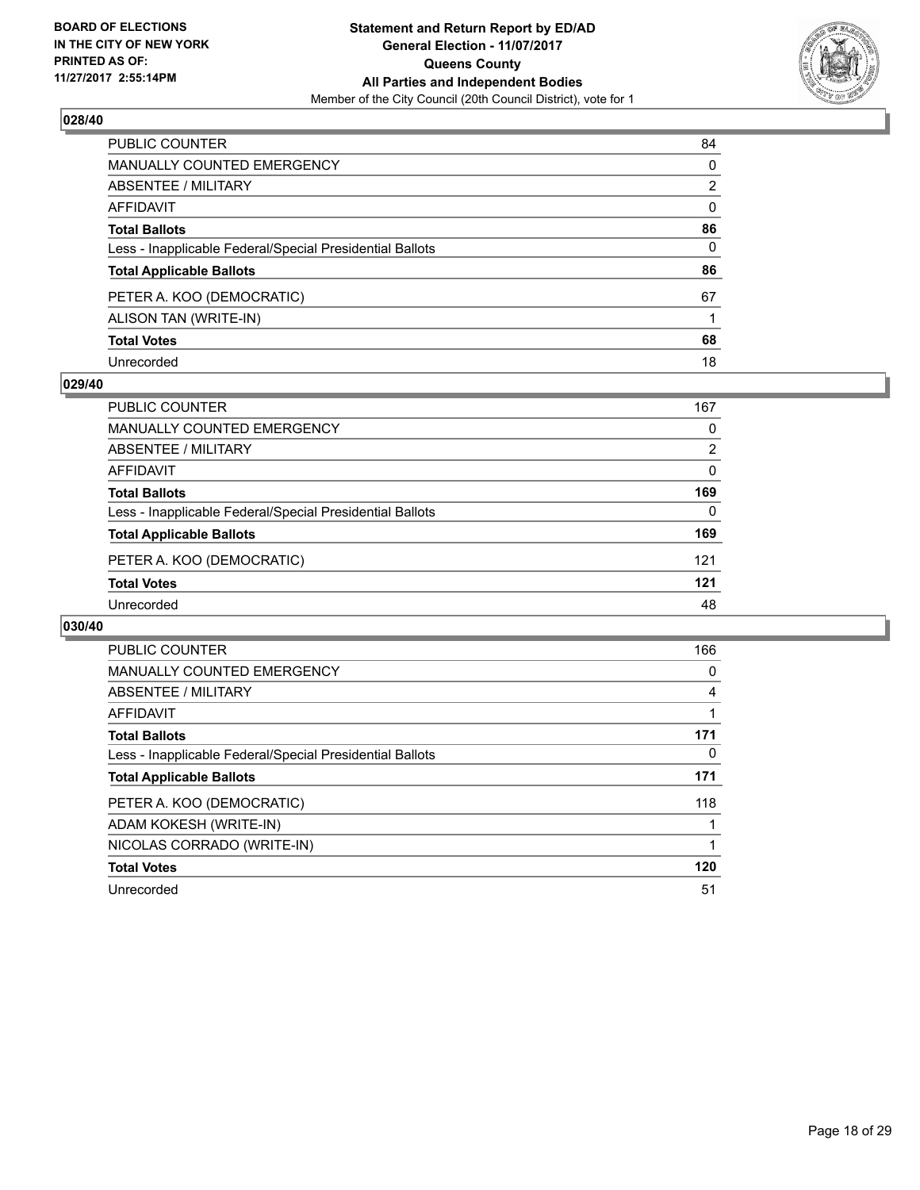**BOARD OF ELECTIONS IN THE CITY OF NEW YORK PRINTED AS OF: 11/27/2017 2:55:14PM**

**Statement and Return Report by ED/AD**
**General Election - 11/07/2017**
**Queens County**
**All Parties and Independent Bodies**
Member of the City Council (20th Council District), vote for 1

## 028/40

| | |
|---|---|
| PUBLIC COUNTER | 84 |
| MANUALLY COUNTED EMERGENCY | 0 |
| ABSENTEE / MILITARY | 2 |
| AFFIDAVIT | 0 |
| **Total Ballots** | **86** |
| Less - Inapplicable Federal/Special Presidential Ballots | 0 |
| **Total Applicable Ballots** | **86** |
| PETER A. KOO (DEMOCRATIC) | 67 |
| ALISON TAN (WRITE-IN) | 1 |
| **Total Votes** | **68** |
| Unrecorded | 18 |

## 029/40

| | |
|---|---|
| PUBLIC COUNTER | 167 |
| MANUALLY COUNTED EMERGENCY | 0 |
| ABSENTEE / MILITARY | 2 |
| AFFIDAVIT | 0 |
| **Total Ballots** | **169** |
| Less - Inapplicable Federal/Special Presidential Ballots | 0 |
| **Total Applicable Ballots** | **169** |
| PETER A. KOO (DEMOCRATIC) | 121 |
| **Total Votes** | **121** |
| Unrecorded | 48 |

## 030/40

| | |
|---|---|
| PUBLIC COUNTER | 166 |
| MANUALLY COUNTED EMERGENCY | 0 |
| ABSENTEE / MILITARY | 4 |
| AFFIDAVIT | 1 |
| **Total Ballots** | **171** |
| Less - Inapplicable Federal/Special Presidential Ballots | 0 |
| **Total Applicable Ballots** | **171** |
| PETER A. KOO (DEMOCRATIC) | 118 |
| ADAM KOKESH (WRITE-IN) | 1 |
| NICOLAS CORRADO (WRITE-IN) | 1 |
| **Total Votes** | **120** |
| Unrecorded | 51 |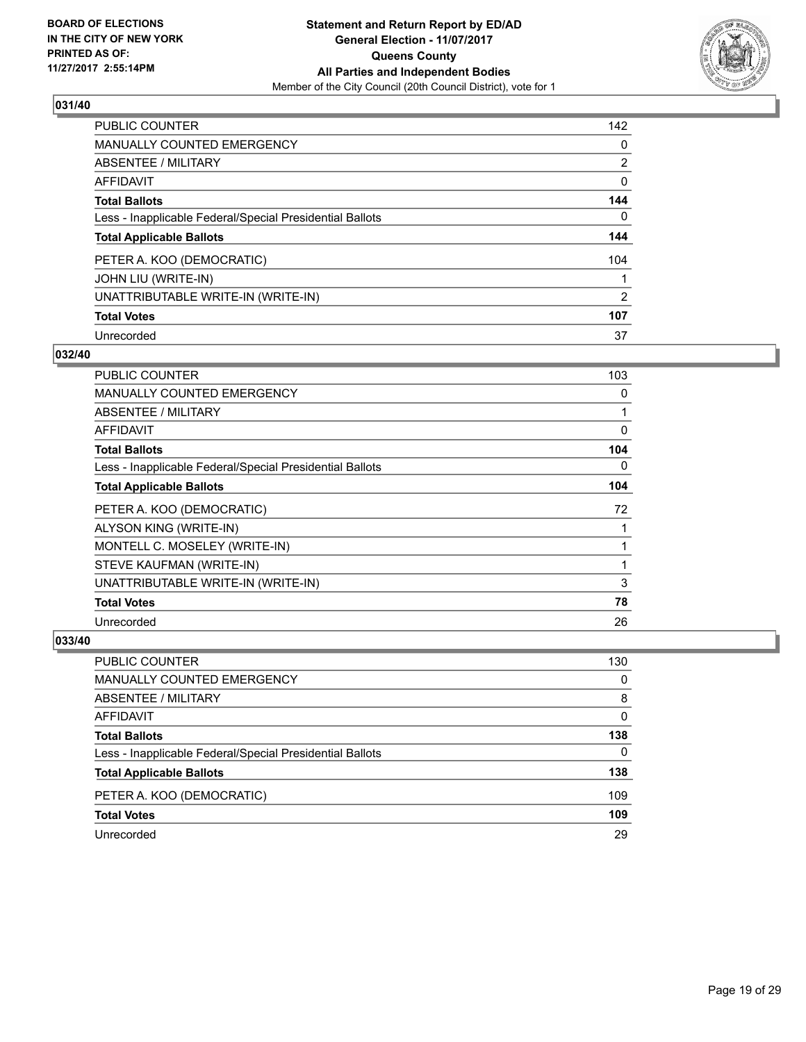**BOARD OF ELECTIONS IN THE CITY OF NEW YORK PRINTED AS OF: 11/27/2017 2:55:14PM**

**Statement and Return Report by ED/AD**
**General Election - 11/07/2017**
**Queens County**
**All Parties and Independent Bodies**
Member of the City Council (20th Council District), vote for 1

## 031/40

| | |
|---|---|
| PUBLIC COUNTER | 142 |
| MANUALLY COUNTED EMERGENCY | 0 |
| ABSENTEE / MILITARY | 2 |
| AFFIDAVIT | 0 |
| **Total Ballots** | **144** |
| Less - Inapplicable Federal/Special Presidential Ballots | 0 |
| **Total Applicable Ballots** | **144** |
| PETER A. KOO (DEMOCRATIC) | 104 |
| JOHN LIU (WRITE-IN) | 1 |
| UNATTRIBUTABLE WRITE-IN (WRITE-IN) | 2 |
| **Total Votes** | **107** |
| Unrecorded | 37 |

## 032/40

| | |
|---|---|
| PUBLIC COUNTER | 103 |
| MANUALLY COUNTED EMERGENCY | 0 |
| ABSENTEE / MILITARY | 1 |
| AFFIDAVIT | 0 |
| **Total Ballots** | **104** |
| Less - Inapplicable Federal/Special Presidential Ballots | 0 |
| **Total Applicable Ballots** | **104** |
| PETER A. KOO (DEMOCRATIC) | 72 |
| ALYSON KING (WRITE-IN) | 1 |
| MONTELL C. MOSELEY (WRITE-IN) | 1 |
| STEVE KAUFMAN (WRITE-IN) | 1 |
| UNATTRIBUTABLE WRITE-IN (WRITE-IN) | 3 |
| **Total Votes** | **78** |
| Unrecorded | 26 |

## 033/40

| | |
|---|---|
| PUBLIC COUNTER | 130 |
| MANUALLY COUNTED EMERGENCY | 0 |
| ABSENTEE / MILITARY | 8 |
| AFFIDAVIT | 0 |
| **Total Ballots** | **138** |
| Less - Inapplicable Federal/Special Presidential Ballots | 0 |
| **Total Applicable Ballots** | **138** |
| PETER A. KOO (DEMOCRATIC) | 109 |
| **Total Votes** | **109** |
| Unrecorded | 29 |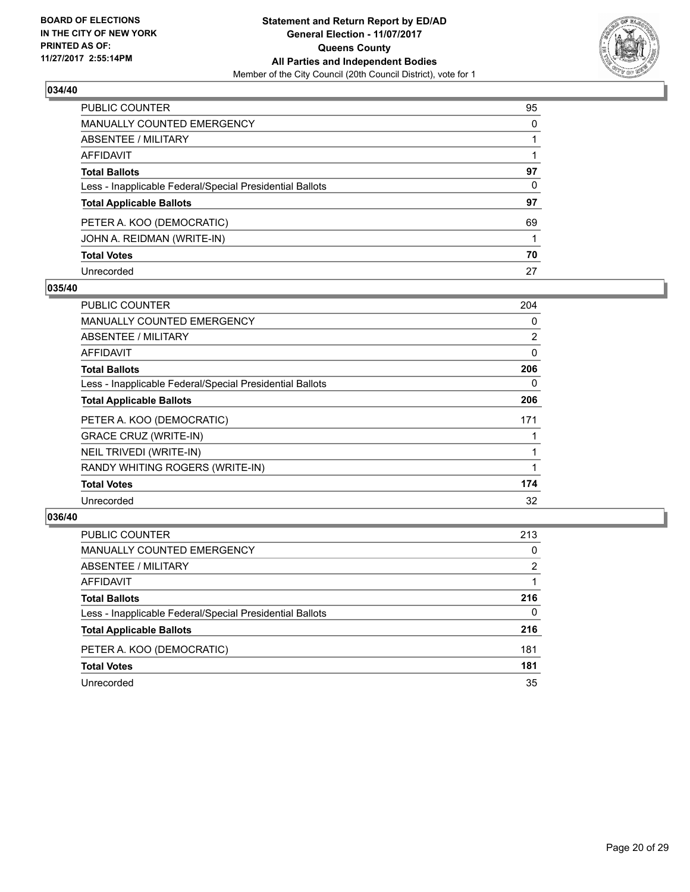**BOARD OF ELECTIONS IN THE CITY OF NEW YORK PRINTED AS OF: 11/27/2017 2:55:14PM**

**Statement and Return Report by ED/AD General Election - 11/07/2017 Queens County All Parties and Independent Bodies**
Member of the City Council (20th Council District), vote for 1

### 034/40

| | |
|---|---|
| PUBLIC COUNTER | 95 |
| MANUALLY COUNTED EMERGENCY | 0 |
| ABSENTEE / MILITARY | 1 |
| AFFIDAVIT | 1 |
| **Total Ballots** | **97** |
| Less - Inapplicable Federal/Special Presidential Ballots | 0 |
| **Total Applicable Ballots** | **97** |
| PETER A. KOO (DEMOCRATIC) | 69 |
| JOHN A. REIDMAN (WRITE-IN) | 1 |
| **Total Votes** | **70** |
| Unrecorded | 27 |

### 035/40

| | |
|---|---|
| PUBLIC COUNTER | 204 |
| MANUALLY COUNTED EMERGENCY | 0 |
| ABSENTEE / MILITARY | 2 |
| AFFIDAVIT | 0 |
| **Total Ballots** | **206** |
| Less - Inapplicable Federal/Special Presidential Ballots | 0 |
| **Total Applicable Ballots** | **206** |
| PETER A. KOO (DEMOCRATIC) | 171 |
| GRACE CRUZ (WRITE-IN) | 1 |
| NEIL TRIVEDI (WRITE-IN) | 1 |
| RANDY WHITING ROGERS (WRITE-IN) | 1 |
| **Total Votes** | **174** |
| Unrecorded | 32 |

### 036/40

| | |
|---|---|
| PUBLIC COUNTER | 213 |
| MANUALLY COUNTED EMERGENCY | 0 |
| ABSENTEE / MILITARY | 2 |
| AFFIDAVIT | 1 |
| **Total Ballots** | **216** |
| Less - Inapplicable Federal/Special Presidential Ballots | 0 |
| **Total Applicable Ballots** | **216** |
| PETER A. KOO (DEMOCRATIC) | 181 |
| **Total Votes** | **181** |
| Unrecorded | 35 |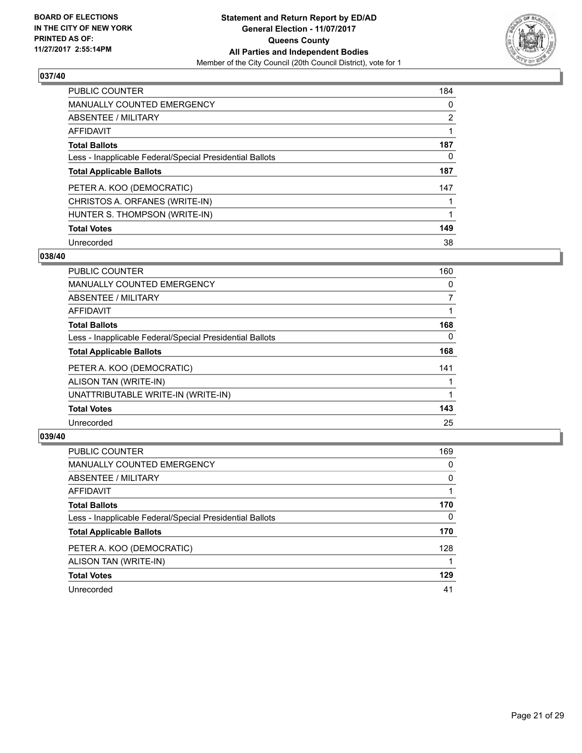BOARD OF ELECTIONS
IN THE CITY OF NEW YORK
PRINTED AS OF:
11/27/2017 2:55:14PM

**Statement and Return Report by ED/AD**
**General Election - 11/07/2017**
**Queens County**
**All Parties and Independent Bodies**
Member of the City Council (20th Council District), vote for 1

## 037/40

| | |
|---|---|
| PUBLIC COUNTER | 184 |
| MANUALLY COUNTED EMERGENCY | 0 |
| ABSENTEE / MILITARY | 2 |
| AFFIDAVIT | 1 |
| **Total Ballots** | **187** |
| Less - Inapplicable Federal/Special Presidential Ballots | 0 |
| **Total Applicable Ballots** | **187** |
| PETER A. KOO (DEMOCRATIC) | 147 |
| CHRISTOS A. ORFANES (WRITE-IN) | 1 |
| HUNTER S. THOMPSON (WRITE-IN) | 1 |
| **Total Votes** | **149** |
| Unrecorded | 38 |

## 038/40

| | |
|---|---|
| PUBLIC COUNTER | 160 |
| MANUALLY COUNTED EMERGENCY | 0 |
| ABSENTEE / MILITARY | 7 |
| AFFIDAVIT | 1 |
| **Total Ballots** | **168** |
| Less - Inapplicable Federal/Special Presidential Ballots | 0 |
| **Total Applicable Ballots** | **168** |
| PETER A. KOO (DEMOCRATIC) | 141 |
| ALISON TAN (WRITE-IN) | 1 |
| UNATTRIBUTABLE WRITE-IN (WRITE-IN) | 1 |
| **Total Votes** | **143** |
| Unrecorded | 25 |

## 039/40

| | |
|---|---|
| PUBLIC COUNTER | 169 |
| MANUALLY COUNTED EMERGENCY | 0 |
| ABSENTEE / MILITARY | 0 |
| AFFIDAVIT | 1 |
| **Total Ballots** | **170** |
| Less - Inapplicable Federal/Special Presidential Ballots | 0 |
| **Total Applicable Ballots** | **170** |
| PETER A. KOO (DEMOCRATIC) | 128 |
| ALISON TAN (WRITE-IN) | 1 |
| **Total Votes** | **129** |
| Unrecorded | 41 |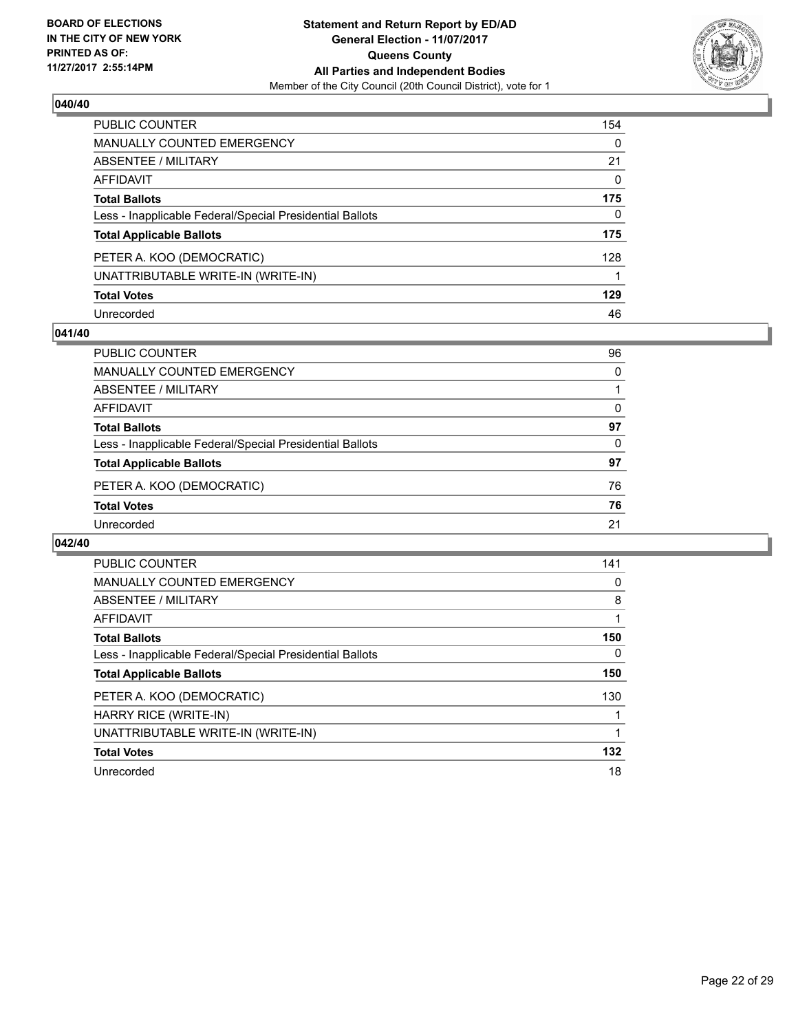## 040/40

| | |
|---|---|
| PUBLIC COUNTER | 154 |
| MANUALLY COUNTED EMERGENCY | 0 |
| ABSENTEE / MILITARY | 21 |
| AFFIDAVIT | 0 |
| **Total Ballots** | **175** |
| Less - Inapplicable Federal/Special Presidential Ballots | 0 |
| **Total Applicable Ballots** | **175** |
| PETER A. KOO (DEMOCRATIC) | 128 |
| UNATTRIBUTABLE WRITE-IN (WRITE-IN) | 1 |
| **Total Votes** | **129** |
| Unrecorded | 46 |

## 041/40

| | |
|---|---|
| PUBLIC COUNTER | 96 |
| MANUALLY COUNTED EMERGENCY | 0 |
| ABSENTEE / MILITARY | 1 |
| AFFIDAVIT | 0 |
| **Total Ballots** | **97** |
| Less - Inapplicable Federal/Special Presidential Ballots | 0 |
| **Total Applicable Ballots** | **97** |
| PETER A. KOO (DEMOCRATIC) | 76 |
| **Total Votes** | **76** |
| Unrecorded | 21 |

## 042/40

| | |
|---|---|
| PUBLIC COUNTER | 141 |
| MANUALLY COUNTED EMERGENCY | 0 |
| ABSENTEE / MILITARY | 8 |
| AFFIDAVIT | 1 |
| **Total Ballots** | **150** |
| Less - Inapplicable Federal/Special Presidential Ballots | 0 |
| **Total Applicable Ballots** | **150** |
| PETER A. KOO (DEMOCRATIC) | 130 |
| HARRY RICE (WRITE-IN) | 1 |
| UNATTRIBUTABLE WRITE-IN (WRITE-IN) | 1 |
| **Total Votes** | **132** |
| Unrecorded | 18 |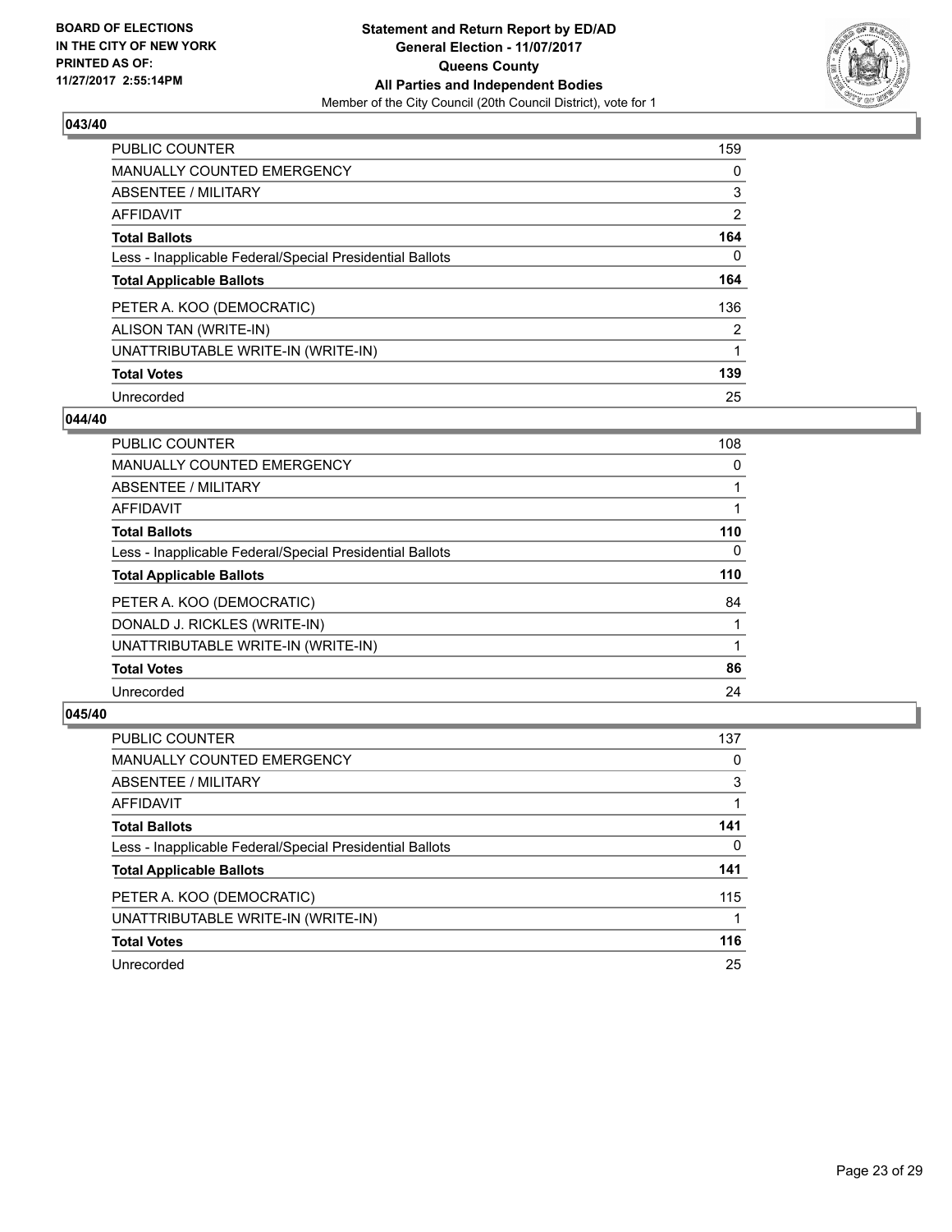BOARD OF ELECTIONS
IN THE CITY OF NEW YORK
PRINTED AS OF:
11/27/2017 2:55:14PM

**Statement and Return Report by ED/AD**
**General Election - 11/07/2017**
**Queens County**
**All Parties and Independent Bodies**
Member of the City Council (20th Council District), vote for 1

### 043/40

| | |
|---|---|
| PUBLIC COUNTER | 159 |
| MANUALLY COUNTED EMERGENCY | 0 |
| ABSENTEE / MILITARY | 3 |
| AFFIDAVIT | 2 |
| **Total Ballots** | **164** |
| Less - Inapplicable Federal/Special Presidential Ballots | 0 |
| **Total Applicable Ballots** | **164** |
| PETER A. KOO (DEMOCRATIC) | 136 |
| ALISON TAN (WRITE-IN) | 2 |
| UNATTRIBUTABLE WRITE-IN (WRITE-IN) | 1 |
| **Total Votes** | **139** |
| Unrecorded | 25 |

### 044/40

| | |
|---|---|
| PUBLIC COUNTER | 108 |
| MANUALLY COUNTED EMERGENCY | 0 |
| ABSENTEE / MILITARY | 1 |
| AFFIDAVIT | 1 |
| **Total Ballots** | **110** |
| Less - Inapplicable Federal/Special Presidential Ballots | 0 |
| **Total Applicable Ballots** | **110** |
| PETER A. KOO (DEMOCRATIC) | 84 |
| DONALD J. RICKLES (WRITE-IN) | 1 |
| UNATTRIBUTABLE WRITE-IN (WRITE-IN) | 1 |
| **Total Votes** | **86** |
| Unrecorded | 24 |

### 045/40

| | |
|---|---|
| PUBLIC COUNTER | 137 |
| MANUALLY COUNTED EMERGENCY | 0 |
| ABSENTEE / MILITARY | 3 |
| AFFIDAVIT | 1 |
| **Total Ballots** | **141** |
| Less - Inapplicable Federal/Special Presidential Ballots | 0 |
| **Total Applicable Ballots** | **141** |
| PETER A. KOO (DEMOCRATIC) | 115 |
| UNATTRIBUTABLE WRITE-IN (WRITE-IN) | 1 |
| **Total Votes** | **116** |
| Unrecorded | 25 |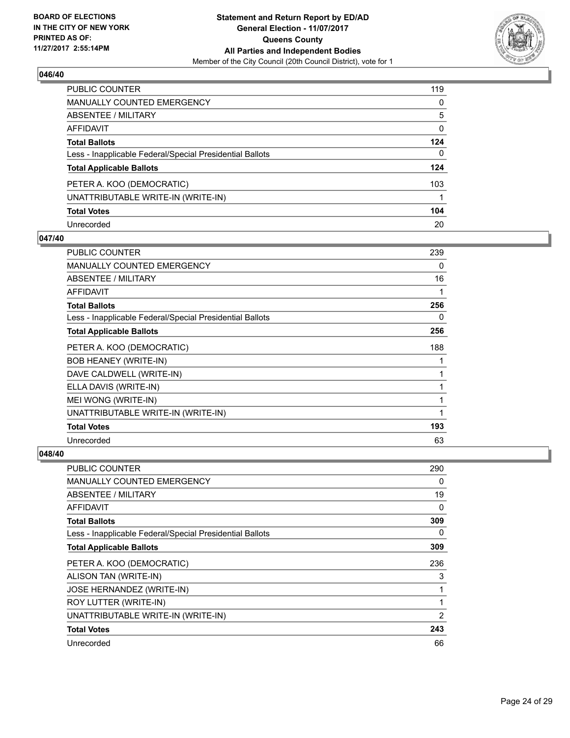**BOARD OF ELECTIONS IN THE CITY OF NEW YORK PRINTED AS OF: 11/27/2017 2:55:14PM**

**Statement and Return Report by ED/AD**
**General Election - 11/07/2017**
**Queens County**
**All Parties and Independent Bodies**
Member of the City Council (20th Council District), vote for 1

### 046/40

| | |
|---|---|
| PUBLIC COUNTER | 119 |
| MANUALLY COUNTED EMERGENCY | 0 |
| ABSENTEE / MILITARY | 5 |
| AFFIDAVIT | 0 |
| **Total Ballots** | **124** |
| Less - Inapplicable Federal/Special Presidential Ballots | 0 |
| **Total Applicable Ballots** | **124** |
| PETER A. KOO (DEMOCRATIC) | 103 |
| UNATTRIBUTABLE WRITE-IN (WRITE-IN) | 1 |
| **Total Votes** | **104** |
| Unrecorded | 20 |

### 047/40

| | |
|---|---|
| PUBLIC COUNTER | 239 |
| MANUALLY COUNTED EMERGENCY | 0 |
| ABSENTEE / MILITARY | 16 |
| AFFIDAVIT | 1 |
| **Total Ballots** | **256** |
| Less - Inapplicable Federal/Special Presidential Ballots | 0 |
| **Total Applicable Ballots** | **256** |
| PETER A. KOO (DEMOCRATIC) | 188 |
| BOB HEANEY (WRITE-IN) | 1 |
| DAVE CALDWELL (WRITE-IN) | 1 |
| ELLA DAVIS (WRITE-IN) | 1 |
| MEI WONG (WRITE-IN) | 1 |
| UNATTRIBUTABLE WRITE-IN (WRITE-IN) | 1 |
| **Total Votes** | **193** |
| Unrecorded | 63 |

### 048/40

| | |
|---|---|
| PUBLIC COUNTER | 290 |
| MANUALLY COUNTED EMERGENCY | 0 |
| ABSENTEE / MILITARY | 19 |
| AFFIDAVIT | 0 |
| **Total Ballots** | **309** |
| Less - Inapplicable Federal/Special Presidential Ballots | 0 |
| **Total Applicable Ballots** | **309** |
| PETER A. KOO (DEMOCRATIC) | 236 |
| ALISON TAN (WRITE-IN) | 3 |
| JOSE HERNANDEZ (WRITE-IN) | 1 |
| ROY LUTTER (WRITE-IN) | 1 |
| UNATTRIBUTABLE WRITE-IN (WRITE-IN) | 2 |
| **Total Votes** | **243** |
| Unrecorded | 66 |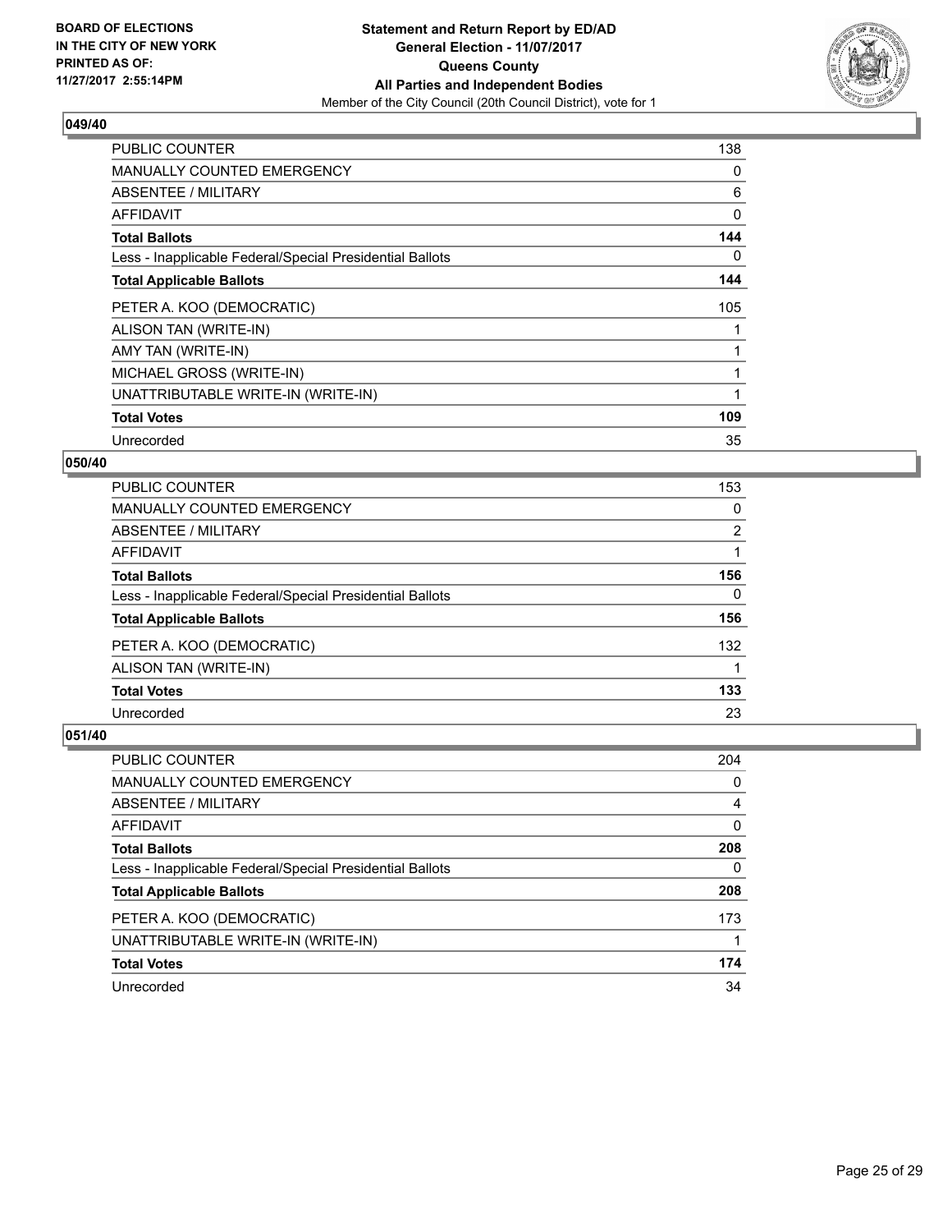**BOARD OF ELECTIONS IN THE CITY OF NEW YORK PRINTED AS OF: 11/27/2017 2:55:14PM**

**Statement and Return Report by ED/AD**
**General Election - 11/07/2017**
**Queens County**
**All Parties and Independent Bodies**
Member of the City Council (20th Council District), vote for 1

## 049/40

| | |
|---|---|
| PUBLIC COUNTER | 138 |
| MANUALLY COUNTED EMERGENCY | 0 |
| ABSENTEE / MILITARY | 6 |
| AFFIDAVIT | 0 |
| **Total Ballots** | **144** |
| Less - Inapplicable Federal/Special Presidential Ballots | 0 |
| **Total Applicable Ballots** | **144** |
| PETER A. KOO (DEMOCRATIC) | 105 |
| ALISON TAN (WRITE-IN) | 1 |
| AMY TAN (WRITE-IN) | 1 |
| MICHAEL GROSS (WRITE-IN) | 1 |
| UNATTRIBUTABLE WRITE-IN (WRITE-IN) | 1 |
| **Total Votes** | **109** |
| Unrecorded | 35 |

## 050/40

| | |
|---|---|
| PUBLIC COUNTER | 153 |
| MANUALLY COUNTED EMERGENCY | 0 |
| ABSENTEE / MILITARY | 2 |
| AFFIDAVIT | 1 |
| **Total Ballots** | **156** |
| Less - Inapplicable Federal/Special Presidential Ballots | 0 |
| **Total Applicable Ballots** | **156** |
| PETER A. KOO (DEMOCRATIC) | 132 |
| ALISON TAN (WRITE-IN) | 1 |
| **Total Votes** | **133** |
| Unrecorded | 23 |

## 051/40

| | |
|---|---|
| PUBLIC COUNTER | 204 |
| MANUALLY COUNTED EMERGENCY | 0 |
| ABSENTEE / MILITARY | 4 |
| AFFIDAVIT | 0 |
| **Total Ballots** | **208** |
| Less - Inapplicable Federal/Special Presidential Ballots | 0 |
| **Total Applicable Ballots** | **208** |
| PETER A. KOO (DEMOCRATIC) | 173 |
| UNATTRIBUTABLE WRITE-IN (WRITE-IN) | 1 |
| **Total Votes** | **174** |
| Unrecorded | 34 |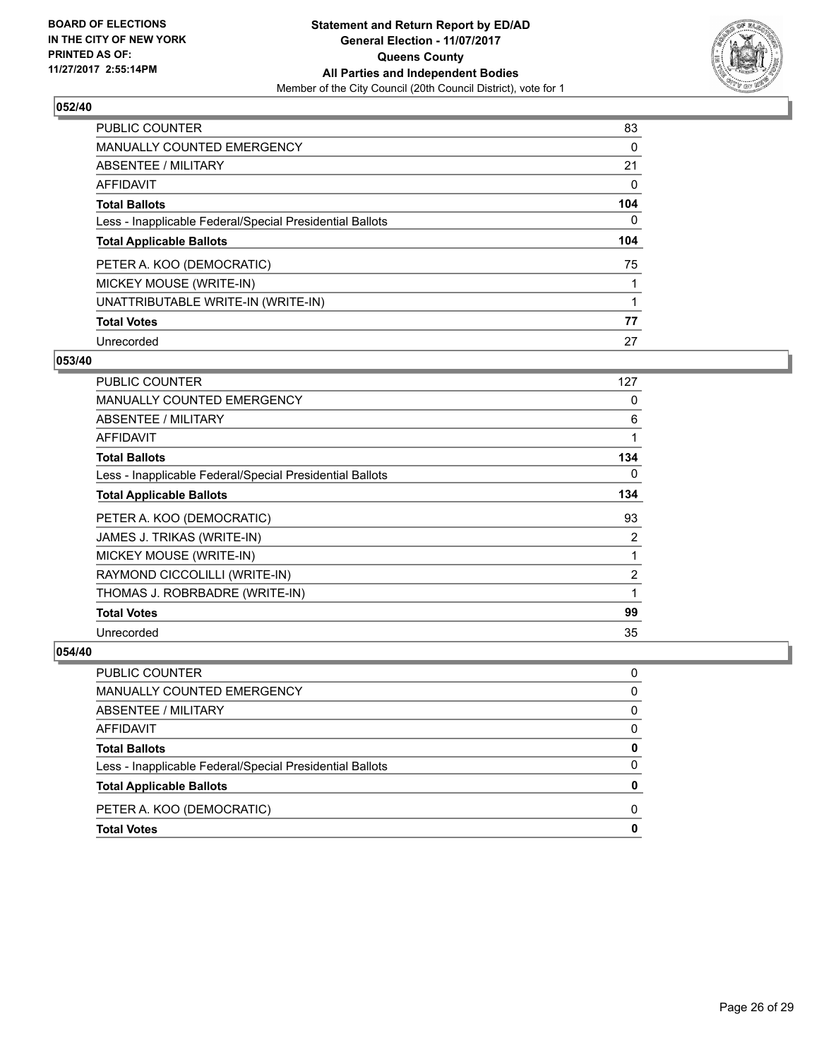BOARD OF ELECTIONS
IN THE CITY OF NEW YORK
PRINTED AS OF:
11/27/2017 2:55:14PM

**Statement and Return Report by ED/AD**
**General Election - 11/07/2017**
**Queens County**
**All Parties and Independent Bodies**
Member of the City Council (20th Council District), vote for 1

## 052/40

| | |
|---|---|
| PUBLIC COUNTER | 83 |
| MANUALLY COUNTED EMERGENCY | 0 |
| ABSENTEE / MILITARY | 21 |
| AFFIDAVIT | 0 |
| **Total Ballots** | **104** |
| Less - Inapplicable Federal/Special Presidential Ballots | 0 |
| **Total Applicable Ballots** | **104** |
| PETER A. KOO (DEMOCRATIC) | 75 |
| MICKEY MOUSE (WRITE-IN) | 1 |
| UNATTRIBUTABLE WRITE-IN (WRITE-IN) | 1 |
| **Total Votes** | **77** |
| Unrecorded | 27 |

## 053/40

| | |
|---|---|
| PUBLIC COUNTER | 127 |
| MANUALLY COUNTED EMERGENCY | 0 |
| ABSENTEE / MILITARY | 6 |
| AFFIDAVIT | 1 |
| **Total Ballots** | **134** |
| Less - Inapplicable Federal/Special Presidential Ballots | 0 |
| **Total Applicable Ballots** | **134** |
| PETER A. KOO (DEMOCRATIC) | 93 |
| JAMES J. TRIKAS (WRITE-IN) | 2 |
| MICKEY MOUSE (WRITE-IN) | 1 |
| RAYMOND CICCOLILLI (WRITE-IN) | 2 |
| THOMAS J. ROBRBADRE (WRITE-IN) | 1 |
| **Total Votes** | **99** |
| Unrecorded | 35 |

## 054/40

| | |
|---|---|
| PUBLIC COUNTER | 0 |
| MANUALLY COUNTED EMERGENCY | 0 |
| ABSENTEE / MILITARY | 0 |
| AFFIDAVIT | 0 |
| **Total Ballots** | **0** |
| Less - Inapplicable Federal/Special Presidential Ballots | 0 |
| **Total Applicable Ballots** | **0** |
| PETER A. KOO (DEMOCRATIC) | 0 |
| **Total Votes** | **0** |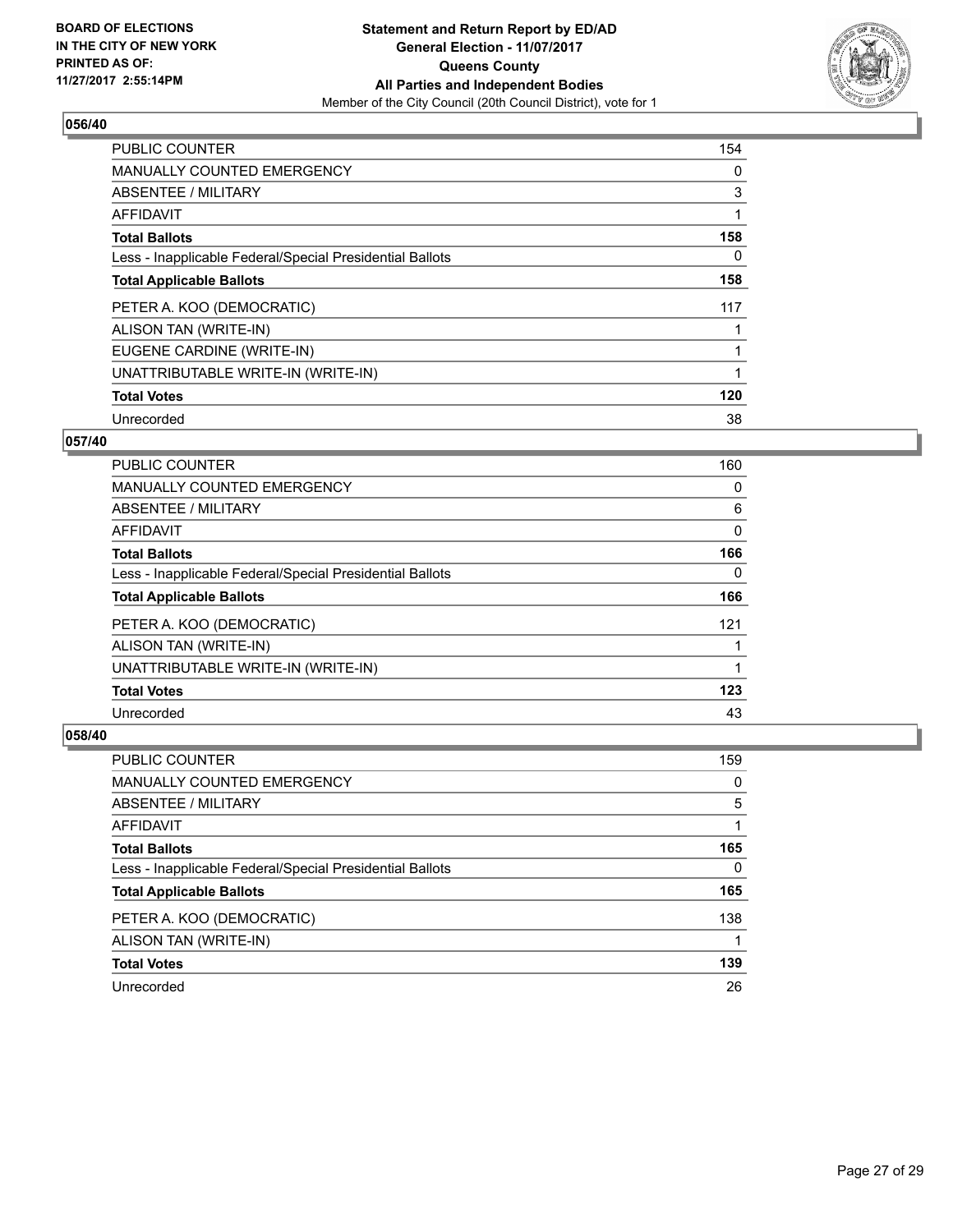**Statement and Return Report by ED/AD**
**General Election - 11/07/2017**
**Queens County**
**All Parties and Independent Bodies**
Member of the City Council (20th Council District), vote for 1

BOARD OF ELECTIONS
IN THE CITY OF NEW YORK
PRINTED AS OF:
11/27/2017 2:55:14PM

### 056/40

| | |
|---|---|
| PUBLIC COUNTER | 154 |
| MANUALLY COUNTED EMERGENCY | 0 |
| ABSENTEE / MILITARY | 3 |
| AFFIDAVIT | 1 |
| **Total Ballots** | **158** |
| Less - Inapplicable Federal/Special Presidential Ballots | 0 |
| **Total Applicable Ballots** | **158** |
| PETER A. KOO (DEMOCRATIC) | 117 |
| ALISON TAN (WRITE-IN) | 1 |
| EUGENE CARDINE (WRITE-IN) | 1 |
| UNATTRIBUTABLE WRITE-IN (WRITE-IN) | 1 |
| **Total Votes** | **120** |
| Unrecorded | 38 |

### 057/40

| | |
|---|---|
| PUBLIC COUNTER | 160 |
| MANUALLY COUNTED EMERGENCY | 0 |
| ABSENTEE / MILITARY | 6 |
| AFFIDAVIT | 0 |
| **Total Ballots** | **166** |
| Less - Inapplicable Federal/Special Presidential Ballots | 0 |
| **Total Applicable Ballots** | **166** |
| PETER A. KOO (DEMOCRATIC) | 121 |
| ALISON TAN (WRITE-IN) | 1 |
| UNATTRIBUTABLE WRITE-IN (WRITE-IN) | 1 |
| **Total Votes** | **123** |
| Unrecorded | 43 |

### 058/40

| | |
|---|---|
| PUBLIC COUNTER | 159 |
| MANUALLY COUNTED EMERGENCY | 0 |
| ABSENTEE / MILITARY | 5 |
| AFFIDAVIT | 1 |
| **Total Ballots** | **165** |
| Less - Inapplicable Federal/Special Presidential Ballots | 0 |
| **Total Applicable Ballots** | **165** |
| PETER A. KOO (DEMOCRATIC) | 138 |
| ALISON TAN (WRITE-IN) | 1 |
| **Total Votes** | **139** |
| Unrecorded | 26 |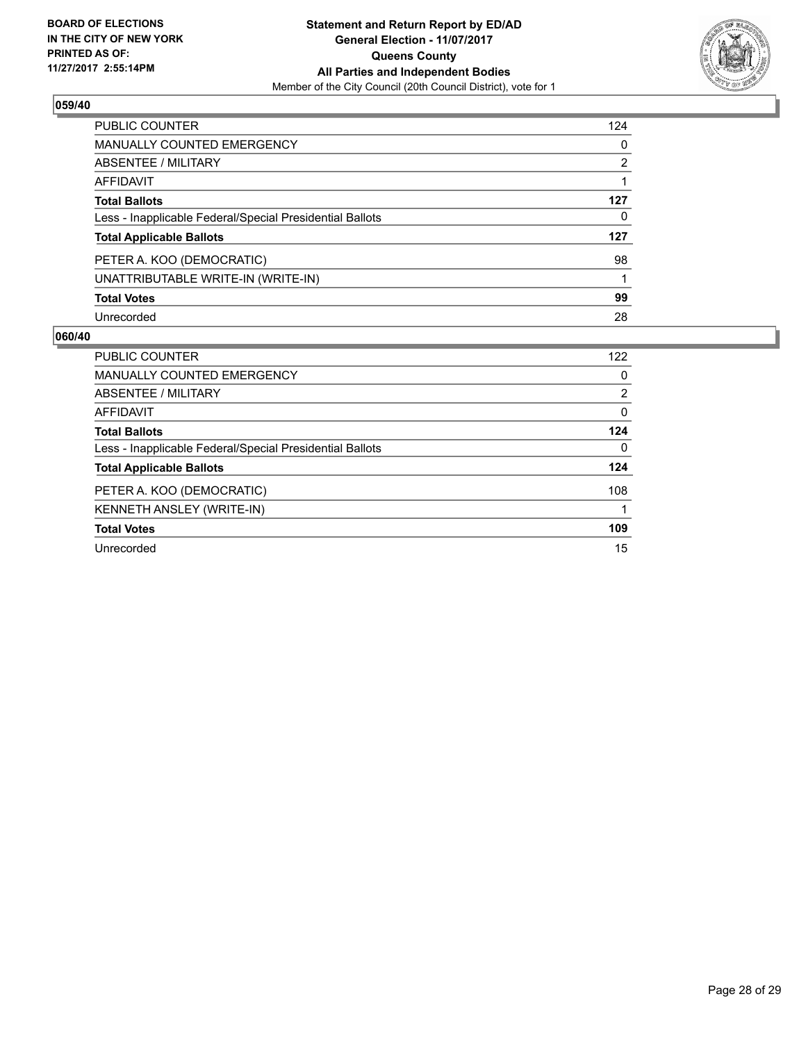### 059/40

| | |
|---|---|
| PUBLIC COUNTER | 124 |
| MANUALLY COUNTED EMERGENCY | 0 |
| ABSENTEE / MILITARY | 2 |
| AFFIDAVIT | 1 |
| **Total Ballots** | **127** |
| Less - Inapplicable Federal/Special Presidential Ballots | 0 |
| **Total Applicable Ballots** | **127** |
| PETER A. KOO (DEMOCRATIC) | 98 |
| UNATTRIBUTABLE WRITE-IN (WRITE-IN) | 1 |
| **Total Votes** | **99** |
| Unrecorded | 28 |

### 060/40

| | |
|---|---|
| PUBLIC COUNTER | 122 |
| MANUALLY COUNTED EMERGENCY | 0 |
| ABSENTEE / MILITARY | 2 |
| AFFIDAVIT | 0 |
| **Total Ballots** | **124** |
| Less - Inapplicable Federal/Special Presidential Ballots | 0 |
| **Total Applicable Ballots** | **124** |
| PETER A. KOO (DEMOCRATIC) | 108 |
| KENNETH ANSLEY (WRITE-IN) | 1 |
| **Total Votes** | **109** |
| Unrecorded | 15 |